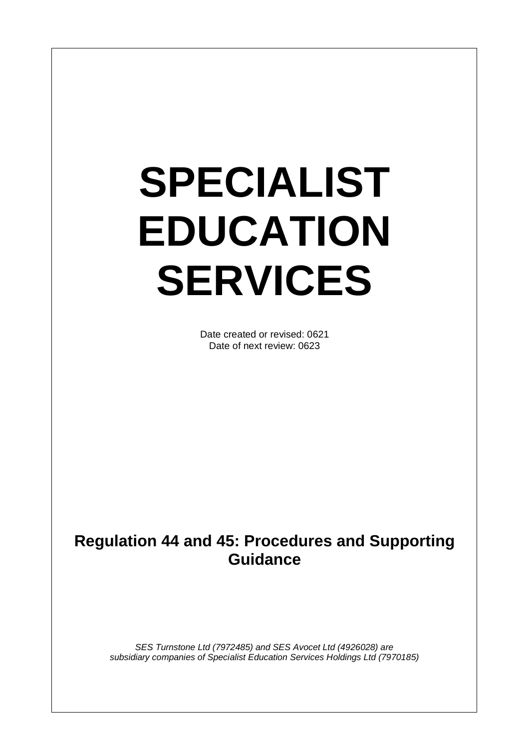# SPECIALIST EDUCATION SERVICES

Date created or revised: 0621
Date of next review: 0623

## Regulation 44 and 45: Procedures and Supporting Guidance

*SES Turnstone Ltd (7972485) and SES Avocet Ltd (4926028) are subsidiary companies of Specialist Education Services Holdings Ltd (7970185)*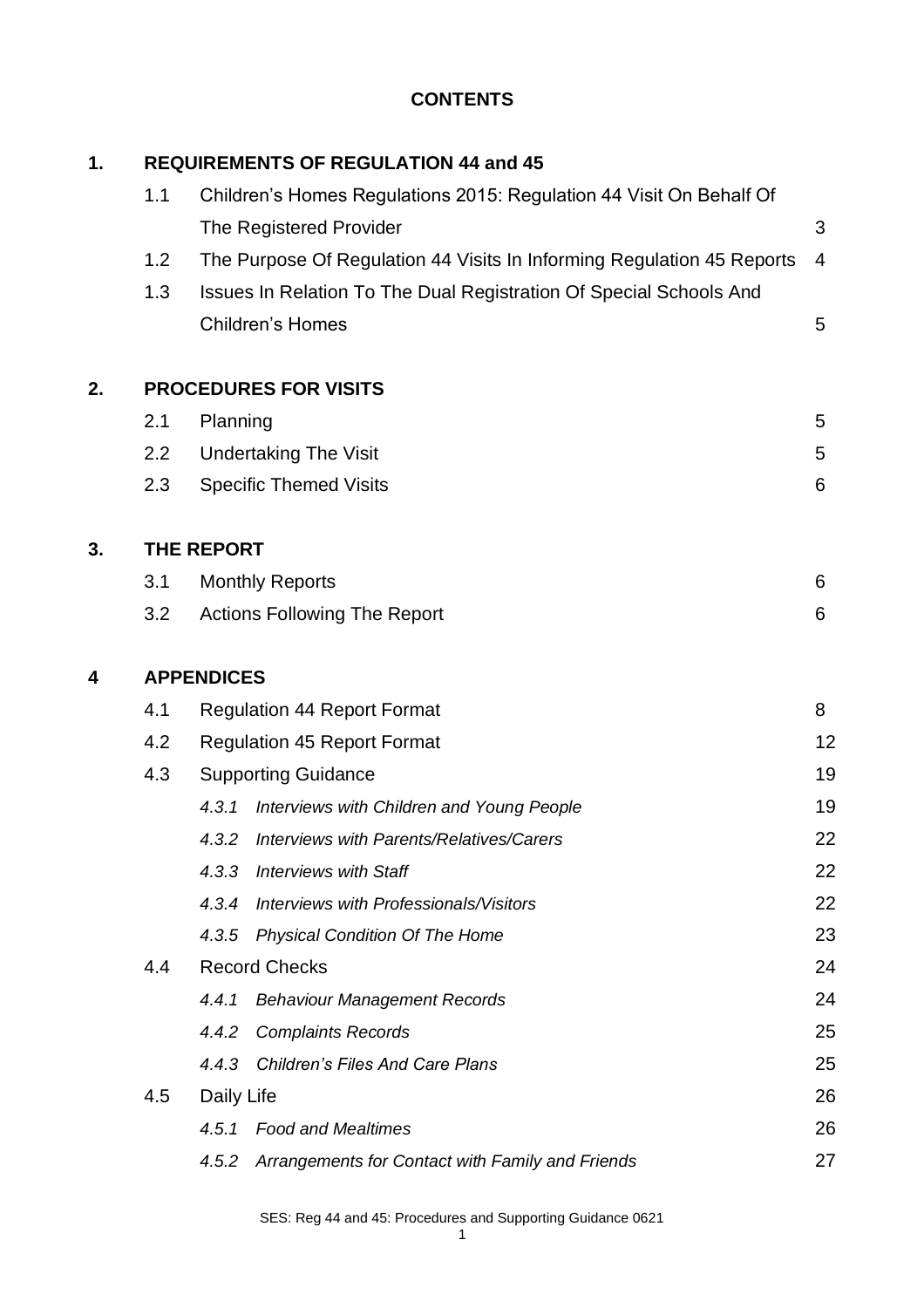# CONTENTS

| | | | |
|---|---|---|---|
| **1.** | **REQUIREMENTS OF REGULATION 44 and 45** | | |
| | 1.1 | Children's Homes Regulations 2015: Regulation 44 Visit On Behalf Of The Registered Provider | 3 |
| | 1.2 | The Purpose Of Regulation 44 Visits In Informing Regulation 45 Reports | 4 |
| | 1.3 | Issues In Relation To The Dual Registration Of Special Schools And Children's Homes | 5 |
| **2.** | **PROCEDURES FOR VISITS** | | |
| | 2.1 | Planning | 5 |
| | 2.2 | Undertaking The Visit | 5 |
| | 2.3 | Specific Themed Visits | 6 |
| **3.** | **THE REPORT** | | |
| | 3.1 | Monthly Reports | 6 |
| | 3.2 | Actions Following The Report | 6 |
| **4** | **APPENDICES** | | |
| | 4.1 | Regulation 44 Report Format | 8 |
| | 4.2 | Regulation 45 Report Format | 12 |
| | 4.3 | Supporting Guidance | 19 |
| | | *4.3.1 Interviews with Children and Young People* | 19 |
| | | *4.3.2 Interviews with Parents/Relatives/Carers* | 22 |
| | | *4.3.3 Interviews with Staff* | 22 |
| | | *4.3.4 Interviews with Professionals/Visitors* | 22 |
| | | *4.3.5 Physical Condition Of The Home* | 23 |
| | 4.4 | Record Checks | 24 |
| | | *4.4.1 Behaviour Management Records* | 24 |
| | | *4.4.2 Complaints Records* | 25 |
| | | *4.4.3 Children's Files And Care Plans* | 25 |
| | 4.5 | Daily Life | 26 |
| | | *4.5.1 Food and Mealtimes* | 26 |
| | | *4.5.2 Arrangements for Contact with Family and Friends* | 27 |

SES: Reg 44 and 45: Procedures and Supporting Guidance 0621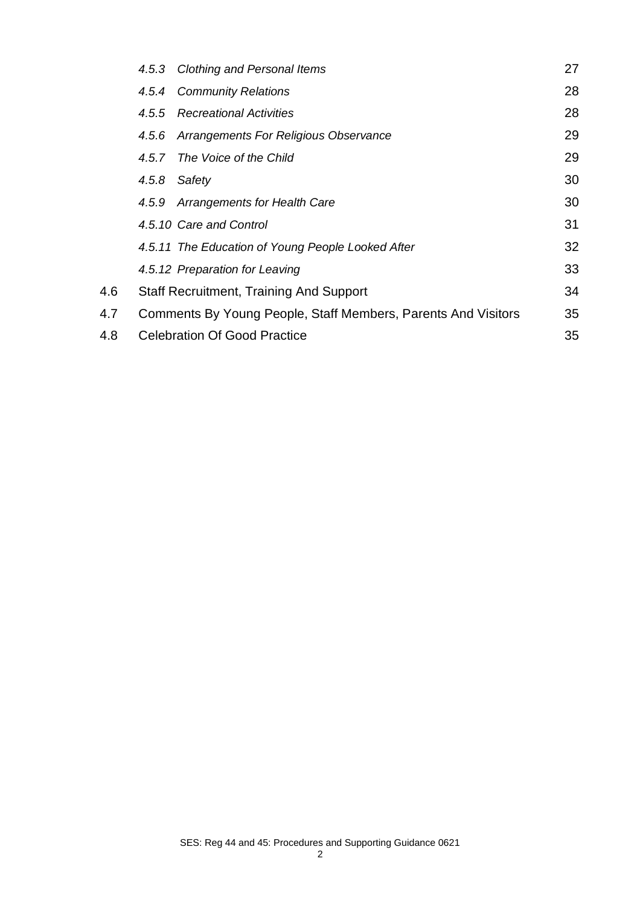- *4.5.3 Clothing and Personal Items* 27
- *4.5.4 Community Relations* 28
- *4.5.5 Recreational Activities* 28
- *4.5.6 Arrangements For Religious Observance* 29
- *4.5.7 The Voice of the Child* 29
- *4.5.8 Safety* 30
- *4.5.9 Arrangements for Health Care* 30
- *4.5.10 Care and Control* 31
- *4.5.11 The Education of Young People Looked After* 32
- *4.5.12 Preparation for Leaving* 33

4.6 Staff Recruitment, Training And Support 34

4.7 Comments By Young People, Staff Members, Parents And Visitors 35

4.8 Celebration Of Good Practice 35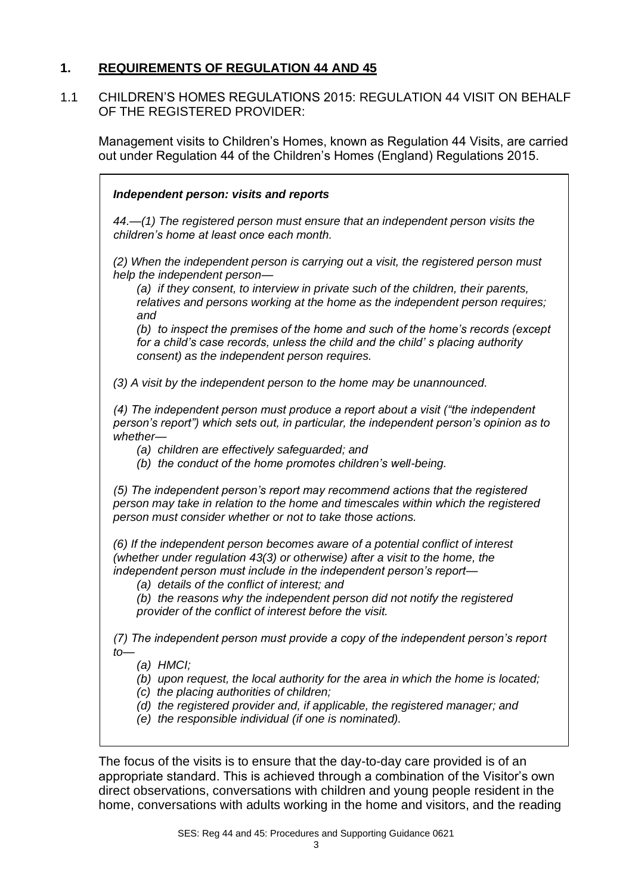## 1. REQUIREMENTS OF REGULATION 44 AND 45

### 1.1 CHILDREN'S HOMES REGULATIONS 2015: REGULATION 44 VISIT ON BEHALF OF THE REGISTERED PROVIDER:

Management visits to Children's Homes, known as Regulation 44 Visits, are carried out under Regulation 44 of the Children's Homes (England) Regulations 2015.

> ***Independent person: visits and reports***
>
> *44.—(1) The registered person must ensure that an independent person visits the children's home at least once each month.*
>
> *(2) When the independent person is carrying out a visit, the registered person must help the independent person—*
>
> *(a) if they consent, to interview in private such of the children, their parents, relatives and persons working at the home as the independent person requires; and*
>
> *(b) to inspect the premises of the home and such of the home's records (except for a child's case records, unless the child and the child' s placing authority consent) as the independent person requires.*
>
> *(3) A visit by the independent person to the home may be unannounced.*
>
> *(4) The independent person must produce a report about a visit ("the independent person's report") which sets out, in particular, the independent person's opinion as to whether—*
>
> *(a) children are effectively safeguarded; and*
>
> *(b) the conduct of the home promotes children's well-being.*
>
> *(5) The independent person's report may recommend actions that the registered person may take in relation to the home and timescales within which the registered person must consider whether or not to take those actions.*
>
> *(6) If the independent person becomes aware of a potential conflict of interest (whether under regulation 43(3) or otherwise) after a visit to the home, the independent person must include in the independent person's report—*
>
> *(a) details of the conflict of interest; and*
>
> *(b) the reasons why the independent person did not notify the registered provider of the conflict of interest before the visit.*
>
> *(7) The independent person must provide a copy of the independent person's report to—*
>
> *(a) HMCI;*
>
> *(b) upon request, the local authority for the area in which the home is located;*
>
> *(c) the placing authorities of children;*
>
> *(d) the registered provider and, if applicable, the registered manager; and*
>
> *(e) the responsible individual (if one is nominated).*

The focus of the visits is to ensure that the day-to-day care provided is of an appropriate standard. This is achieved through a combination of the Visitor's own direct observations, conversations with children and young people resident in the home, conversations with adults working in the home and visitors, and the reading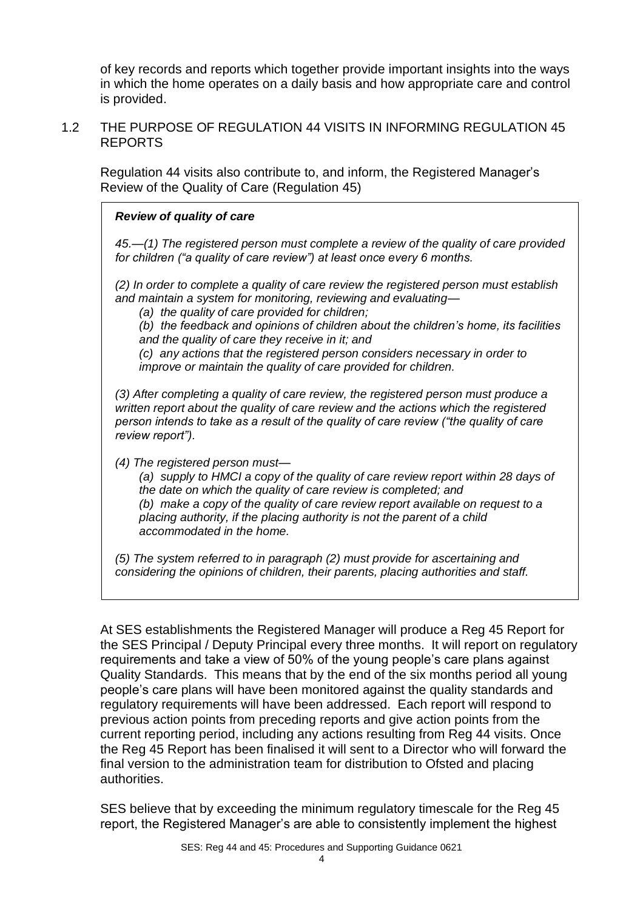of key records and reports which together provide important insights into the ways in which the home operates on a daily basis and how appropriate care and control is provided.

## 1.2 THE PURPOSE OF REGULATION 44 VISITS IN INFORMING REGULATION 45 REPORTS

Regulation 44 visits also contribute to, and inform, the Registered Manager's Review of the Quality of Care (Regulation 45)

> ***Review of quality of care***
>
> *45.—(1) The registered person must complete a review of the quality of care provided for children ("a quality of care review") at least once every 6 months.*
>
> *(2) In order to complete a quality of care review the registered person must establish and maintain a system for monitoring, reviewing and evaluating—*
>
> *(a) the quality of care provided for children;*
>
> *(b) the feedback and opinions of children about the children's home, its facilities and the quality of care they receive in it; and*
>
> *(c) any actions that the registered person considers necessary in order to improve or maintain the quality of care provided for children.*
>
> *(3) After completing a quality of care review, the registered person must produce a written report about the quality of care review and the actions which the registered person intends to take as a result of the quality of care review ("the quality of care review report").*
>
> *(4) The registered person must—*
>
> *(a) supply to HMCI a copy of the quality of care review report within 28 days of the date on which the quality of care review is completed; and*
>
> *(b) make a copy of the quality of care review report available on request to a placing authority, if the placing authority is not the parent of a child accommodated in the home.*
>
> *(5) The system referred to in paragraph (2) must provide for ascertaining and considering the opinions of children, their parents, placing authorities and staff.*

At SES establishments the Registered Manager will produce a Reg 45 Report for the SES Principal / Deputy Principal every three months. It will report on regulatory requirements and take a view of 50% of the young people's care plans against Quality Standards. This means that by the end of the six months period all young people's care plans will have been monitored against the quality standards and regulatory requirements will have been addressed. Each report will respond to previous action points from preceding reports and give action points from the current reporting period, including any actions resulting from Reg 44 visits. Once the Reg 45 Report has been finalised it will sent to a Director who will forward the final version to the administration team for distribution to Ofsted and placing authorities.

SES believe that by exceeding the minimum regulatory timescale for the Reg 45 report, the Registered Manager's are able to consistently implement the highest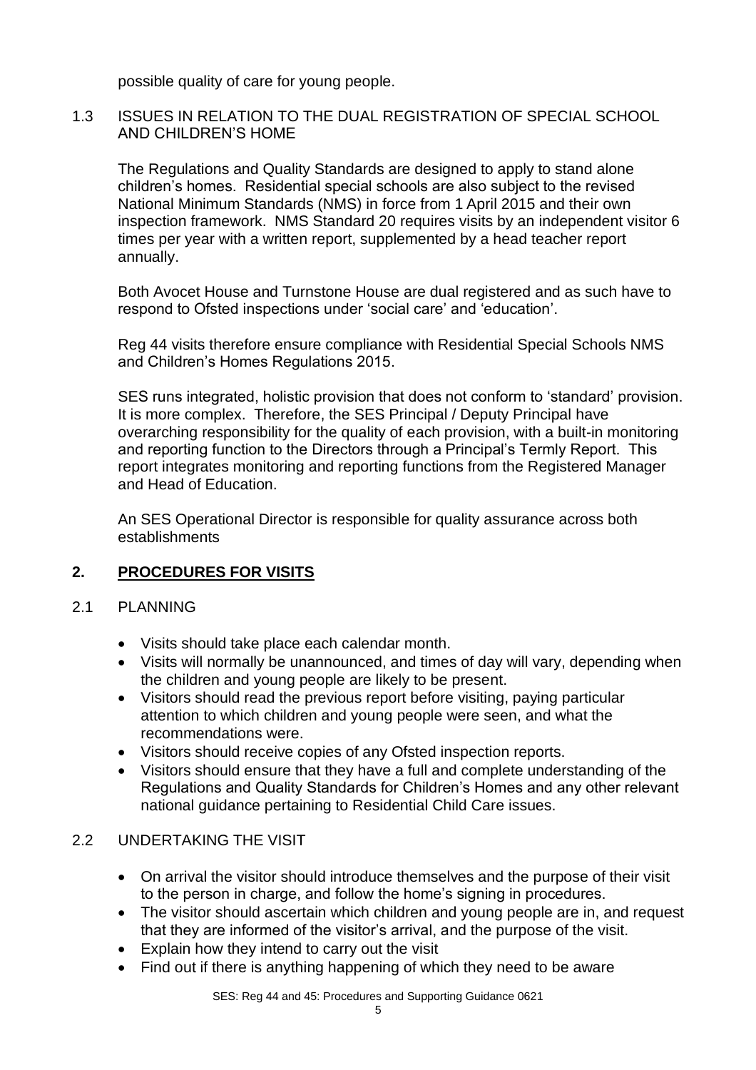possible quality of care for young people.

### 1.3 ISSUES IN RELATION TO THE DUAL REGISTRATION OF SPECIAL SCHOOL AND CHILDREN'S HOME

The Regulations and Quality Standards are designed to apply to stand alone children's homes. Residential special schools are also subject to the revised National Minimum Standards (NMS) in force from 1 April 2015 and their own inspection framework. NMS Standard 20 requires visits by an independent visitor 6 times per year with a written report, supplemented by a head teacher report annually.

Both Avocet House and Turnstone House are dual registered and as such have to respond to Ofsted inspections under 'social care' and 'education'.

Reg 44 visits therefore ensure compliance with Residential Special Schools NMS and Children's Homes Regulations 2015.

SES runs integrated, holistic provision that does not conform to 'standard' provision. It is more complex. Therefore, the SES Principal / Deputy Principal have overarching responsibility for the quality of each provision, with a built-in monitoring and reporting function to the Directors through a Principal's Termly Report. This report integrates monitoring and reporting functions from the Registered Manager and Head of Education.

An SES Operational Director is responsible for quality assurance across both establishments

## 2. PROCEDURES FOR VISITS

### 2.1 PLANNING

- Visits should take place each calendar month.
- Visits will normally be unannounced, and times of day will vary, depending when the children and young people are likely to be present.
- Visitors should read the previous report before visiting, paying particular attention to which children and young people were seen, and what the recommendations were.
- Visitors should receive copies of any Ofsted inspection reports.
- Visitors should ensure that they have a full and complete understanding of the Regulations and Quality Standards for Children's Homes and any other relevant national guidance pertaining to Residential Child Care issues.

### 2.2 UNDERTAKING THE VISIT

- On arrival the visitor should introduce themselves and the purpose of their visit to the person in charge, and follow the home's signing in procedures.
- The visitor should ascertain which children and young people are in, and request that they are informed of the visitor's arrival, and the purpose of the visit.
- Explain how they intend to carry out the visit
- Find out if there is anything happening of which they need to be aware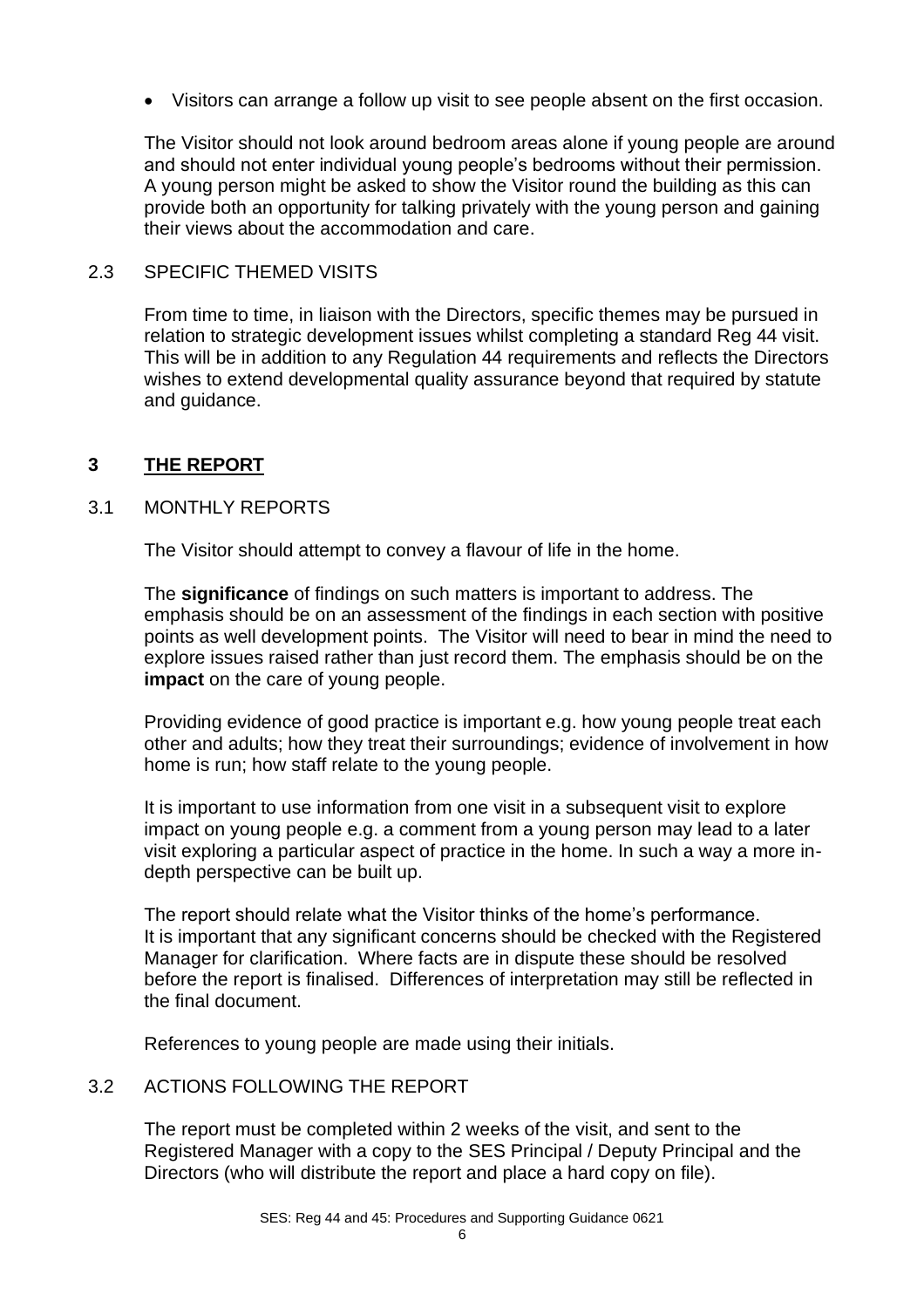- Visitors can arrange a follow up visit to see people absent on the first occasion.

The Visitor should not look around bedroom areas alone if young people are around and should not enter individual young people's bedrooms without their permission. A young person might be asked to show the Visitor round the building as this can provide both an opportunity for talking privately with the young person and gaining their views about the accommodation and care.

### 2.3 SPECIFIC THEMED VISITS

From time to time, in liaison with the Directors, specific themes may be pursued in relation to strategic development issues whilst completing a standard Reg 44 visit. This will be in addition to any Regulation 44 requirements and reflects the Directors wishes to extend developmental quality assurance beyond that required by statute and guidance.

## 3 THE REPORT

### 3.1 MONTHLY REPORTS

The Visitor should attempt to convey a flavour of life in the home.

The **significance** of findings on such matters is important to address. The emphasis should be on an assessment of the findings in each section with positive points as well development points. The Visitor will need to bear in mind the need to explore issues raised rather than just record them. The emphasis should be on the **impact** on the care of young people.

Providing evidence of good practice is important e.g. how young people treat each other and adults; how they treat their surroundings; evidence of involvement in how home is run; how staff relate to the young people.

It is important to use information from one visit in a subsequent visit to explore impact on young people e.g. a comment from a young person may lead to a later visit exploring a particular aspect of practice in the home. In such a way a more in-depth perspective can be built up.

The report should relate what the Visitor thinks of the home's performance. It is important that any significant concerns should be checked with the Registered Manager for clarification. Where facts are in dispute these should be resolved before the report is finalised. Differences of interpretation may still be reflected in the final document.

References to young people are made using their initials.

### 3.2 ACTIONS FOLLOWING THE REPORT

The report must be completed within 2 weeks of the visit, and sent to the Registered Manager with a copy to the SES Principal / Deputy Principal and the Directors (who will distribute the report and place a hard copy on file).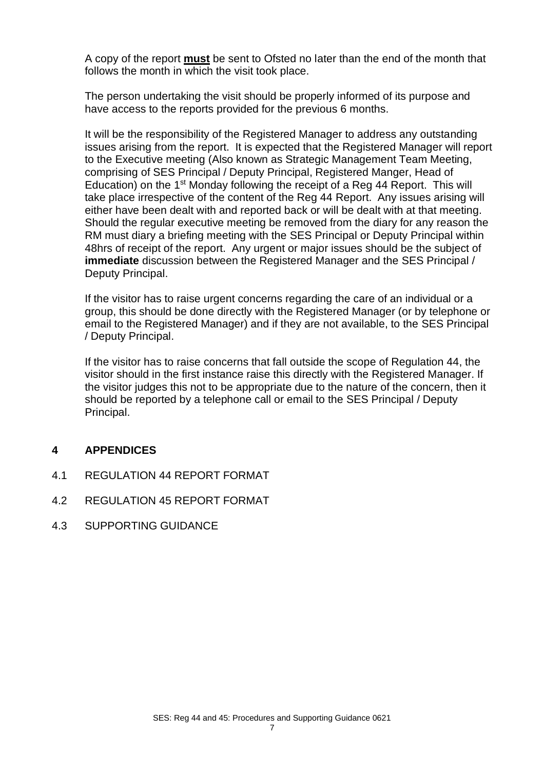A copy of the report **must** be sent to Ofsted no later than the end of the month that follows the month in which the visit took place.

The person undertaking the visit should be properly informed of its purpose and have access to the reports provided for the previous 6 months.

It will be the responsibility of the Registered Manager to address any outstanding issues arising from the report. It is expected that the Registered Manager will report to the Executive meeting (Also known as Strategic Management Team Meeting, comprising of SES Principal / Deputy Principal, Registered Manger, Head of Education) on the 1st Monday following the receipt of a Reg 44 Report. This will take place irrespective of the content of the Reg 44 Report. Any issues arising will either have been dealt with and reported back or will be dealt with at that meeting. Should the regular executive meeting be removed from the diary for any reason the RM must diary a briefing meeting with the SES Principal or Deputy Principal within 48hrs of receipt of the report. Any urgent or major issues should be the subject of **immediate** discussion between the Registered Manager and the SES Principal / Deputy Principal.

If the visitor has to raise urgent concerns regarding the care of an individual or a group, this should be done directly with the Registered Manager (or by telephone or email to the Registered Manager) and if they are not available, to the SES Principal / Deputy Principal.

If the visitor has to raise concerns that fall outside the scope of Regulation 44, the visitor should in the first instance raise this directly with the Registered Manager. If the visitor judges this not to be appropriate due to the nature of the concern, then it should be reported by a telephone call or email to the SES Principal / Deputy Principal.

## 4 APPENDICES

4.1 REGULATION 44 REPORT FORMAT

4.2 REGULATION 45 REPORT FORMAT

4.3 SUPPORTING GUIDANCE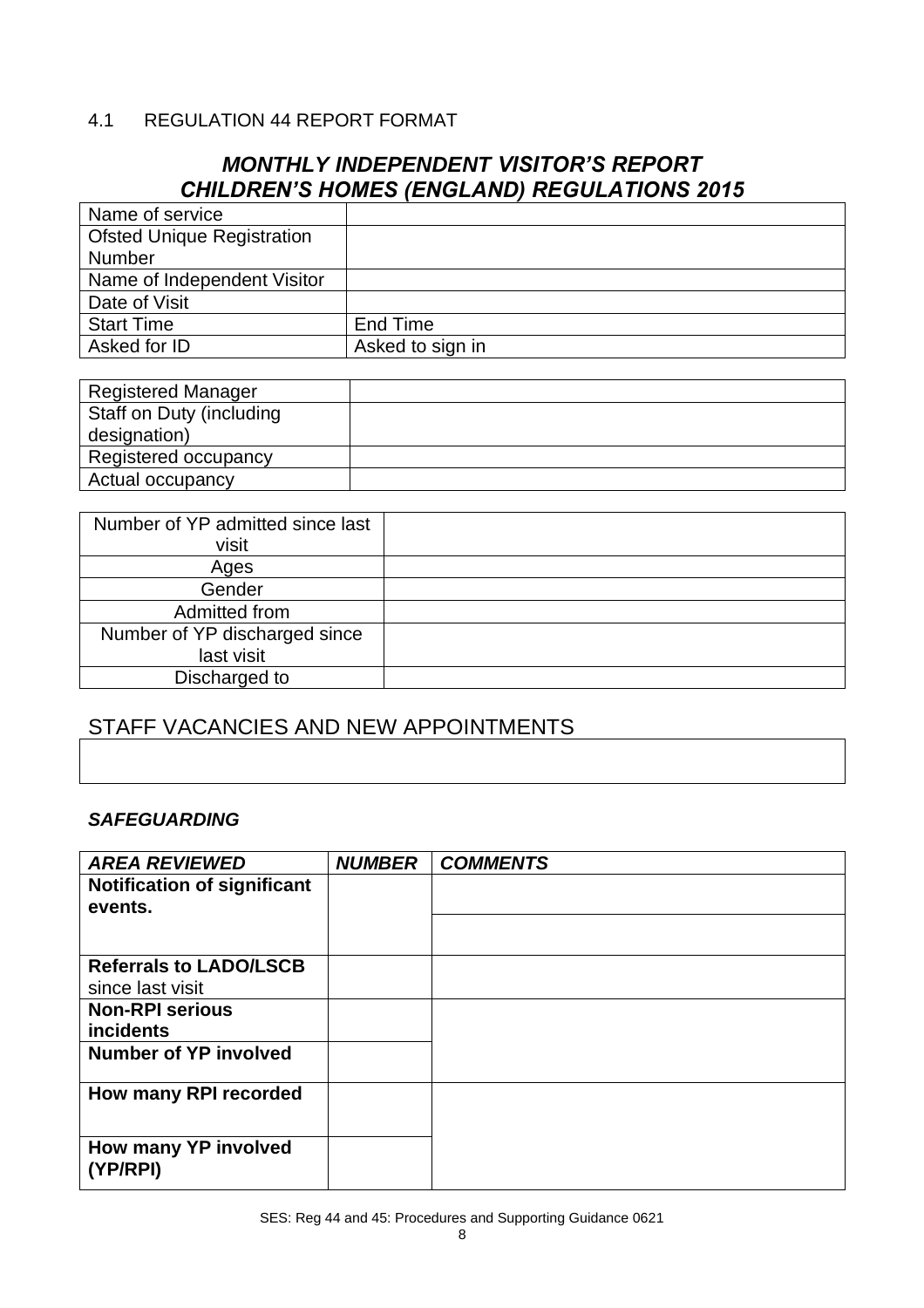4.1 REGULATION 44 REPORT FORMAT

## *MONTHLY INDEPENDENT VISITOR'S REPORT CHILDREN'S HOMES (ENGLAND) REGULATIONS 2015*

| Name of service | |
|---|---|
| Ofsted Unique Registration Number | |
| Name of Independent Visitor | |
| Date of Visit | |
| Start Time | End Time |
| Asked for ID | Asked to sign in |

| Registered Manager | |
|---|---|
| Staff on Duty (including designation) | |
| Registered occupancy | |
| Actual occupancy | |

| Number of YP admitted since last visit | |
|---|---|
| Ages | |
| Gender | |
| Admitted from | |
| Number of YP discharged since last visit | |
| Discharged to | |

## STAFF VACANCIES AND NEW APPOINTMENTS

| |
|---|
| |

### *SAFEGUARDING*

| *AREA REVIEWED* | *NUMBER* | *COMMENTS* |
|---|---|---|
| **Notification of significant events.** | | |
| | | |
| **Referrals to LADO/LSCB** since last visit | | |
| **Non-RPI serious incidents** | | |
| **Number of YP involved** | | |
| **How many RPI recorded** | | |
| **How many YP involved (YP/RPI)** | | |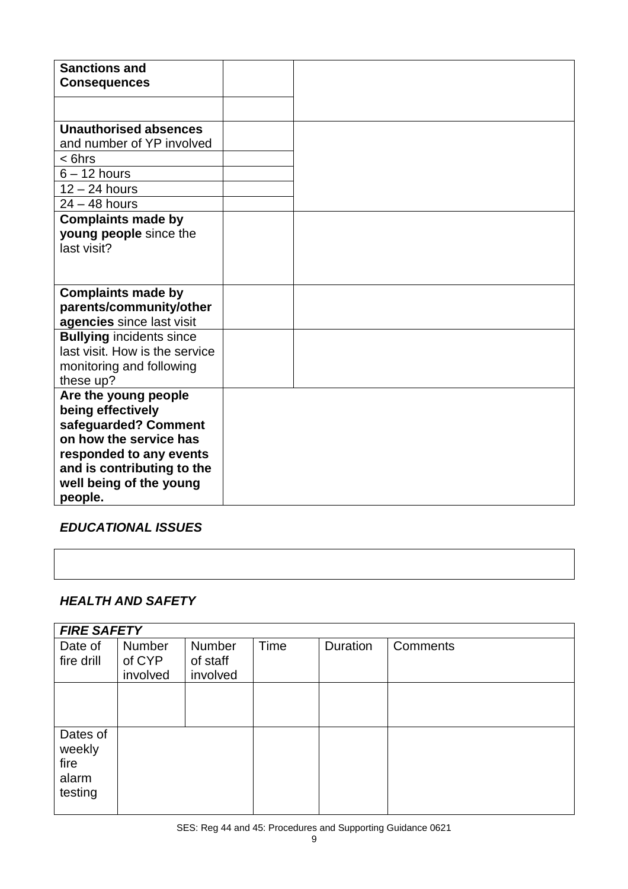| | | |
|---|---|---|
| **Sanctions and Consequences** | | |
| | | |
| **Unauthorised absences** and number of YP involved | | |
| < 6hrs | | |
| 6 – 12 hours | | |
| 12 – 24 hours | | |
| 24 – 48 hours | | |
| **Complaints made by young people** since the last visit? | | |
| **Complaints made by parents/community/other agencies** since last visit | | |
| **Bullying** incidents since last visit. How is the service monitoring and following these up? | | |
| **Are the young people being effectively safeguarded? Comment on how the service has responded to any events and is contributing to the well being of the young people.** | | |

### *EDUCATIONAL ISSUES*

| |
|---|
| |

### *HEALTH AND SAFETY*

| ***FIRE SAFETY*** | | | | | |
|---|---|---|---|---|---|
| Date of fire drill | Number of CYP involved | Number of staff involved | Time | Duration | Comments |
| | | | | | |
| Dates of weekly fire alarm testing | | | | | |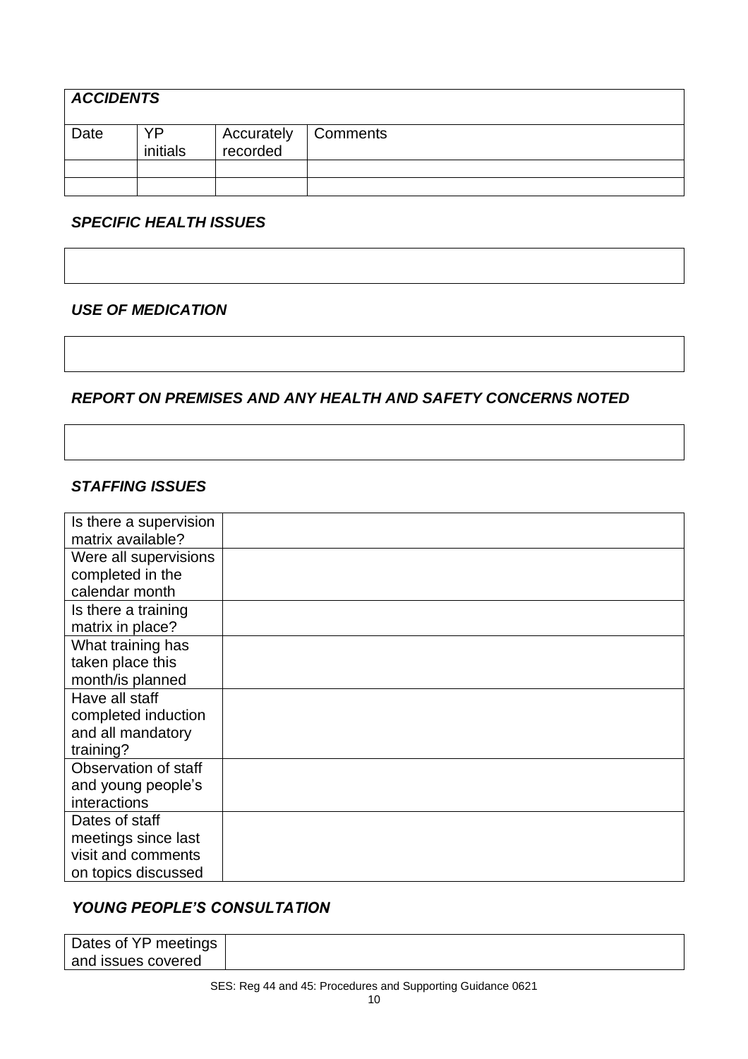| ***ACCIDENTS*** | | | |
|---|---|---|---|
| Date | YP initials | Accurately recorded | Comments |
| | | | |
| | | | |

### *SPECIFIC HEALTH ISSUES*

| |
|---|
| |

### *USE OF MEDICATION*

| |
|---|
| |

### *REPORT ON PREMISES AND ANY HEALTH AND SAFETY CONCERNS NOTED*

| |
|---|
| |

### *STAFFING ISSUES*

| | |
|---|---|
| Is there a supervision matrix available? | |
| Were all supervisions completed in the calendar month | |
| Is there a training matrix in place? | |
| What training has taken place this month/is planned | |
| Have all staff completed induction and all mandatory training? | |
| Observation of staff and young people's interactions | |
| Dates of staff meetings since last visit and comments on topics discussed | |

### *YOUNG PEOPLE'S CONSULTATION*

| | |
|---|---|
| Dates of YP meetings and issues covered | |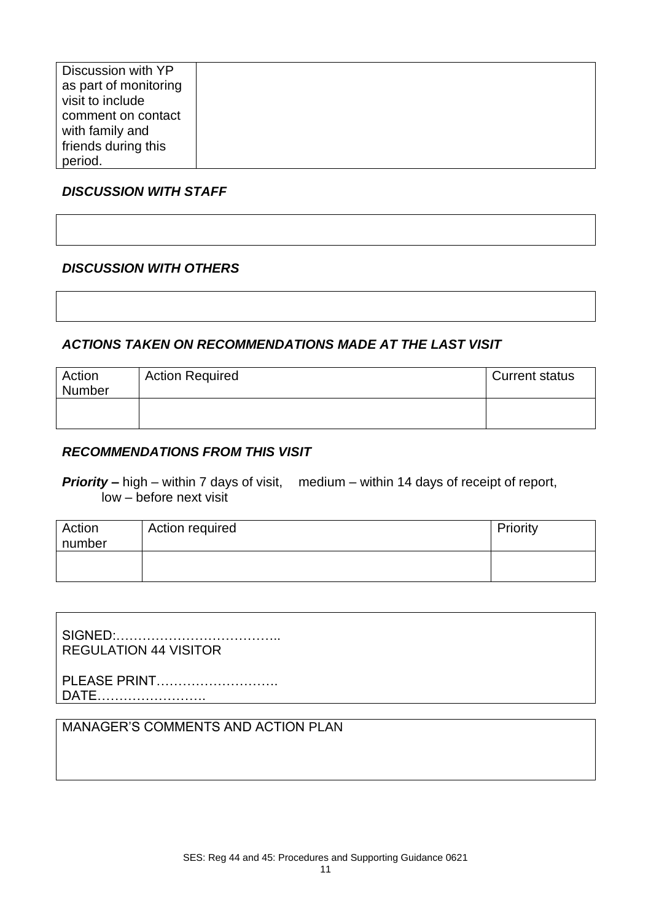| Discussion with YP as part of monitoring visit to include comment on contact with family and friends during this period. | |
|---|---|

***DISCUSSION WITH STAFF***

| |
|---|
| |

***DISCUSSION WITH OTHERS***

| |
|---|
| |

***ACTIONS TAKEN ON RECOMMENDATIONS MADE AT THE LAST VISIT***

| Action Number | Action Required | Current status |
|---|---|---|
| | | |

***RECOMMENDATIONS FROM THIS VISIT***

***Priority –*** high – within 7 days of visit, medium – within 14 days of receipt of report, low – before next visit

| Action number | Action required | Priority |
|---|---|---|
| | | |

SIGNED:………………………………..
REGULATION 44 VISITOR

PLEASE PRINT……………………….
DATE…………………….

MANAGER'S COMMENTS AND ACTION PLAN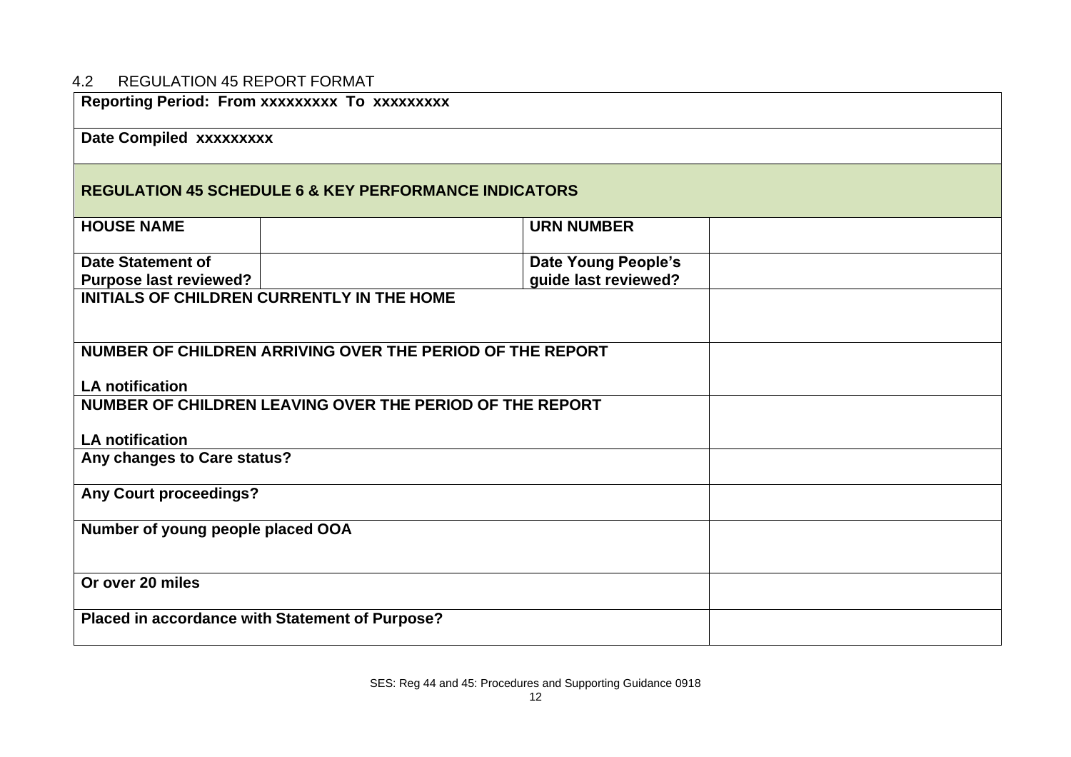## 4.2 REGULATION 45 REPORT FORMAT

| **Reporting Period: From xxxxxxxxx To xxxxxxxxx** | | | |
|---|---|---|---|
| **Date Compiled xxxxxxxxx** | | | |
| **REGULATION 45 SCHEDULE 6 & KEY PERFORMANCE INDICATORS** | | | |
| **HOUSE NAME** | | **URN NUMBER** | |
| **Date Statement of Purpose last reviewed?** | | **Date Young People's guide last reviewed?** | |
| **INITIALS OF CHILDREN CURRENTLY IN THE HOME** | | | |
| **NUMBER OF CHILDREN ARRIVING OVER THE PERIOD OF THE REPORT**<br><br>**LA notification** | | | |
| **NUMBER OF CHILDREN LEAVING OVER THE PERIOD OF THE REPORT**<br><br>**LA notification** | | | |
| **Any changes to Care status?** | | | |
| **Any Court proceedings?** | | | |
| **Number of young people placed OOA** | | | |
| **Or over 20 miles** | | | |
| **Placed in accordance with Statement of Purpose?** | | | |

SES: Reg 44 and 45: Procedures and Supporting Guidance 0918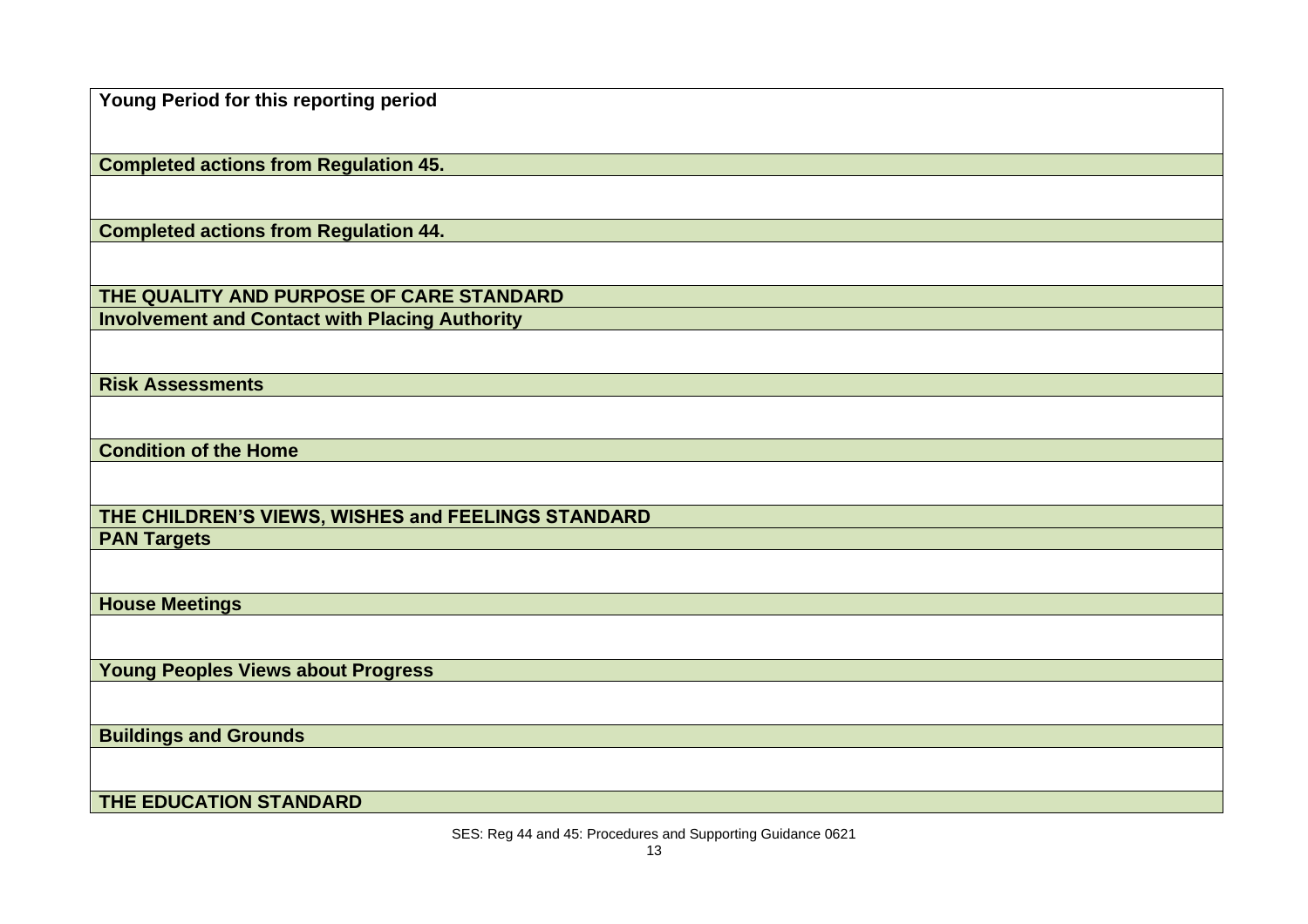| Young Period for this reporting period |
| --- |
| |
| **Completed actions from Regulation 45.** |
| |
| **Completed actions from Regulation 44.** |
| |
| **THE QUALITY AND PURPOSE OF CARE STANDARD** |
| **Involvement and Contact with Placing Authority** |
| |
| **Risk Assessments** |
| |
| **Condition of the Home** |
| |
| **THE CHILDREN'S VIEWS, WISHES and FEELINGS STANDARD** |
| **PAN Targets** |
| |
| **House Meetings** |
| |
| **Young Peoples Views about Progress** |
| |
| **Buildings and Grounds** |
| |
| **THE EDUCATION STANDARD** |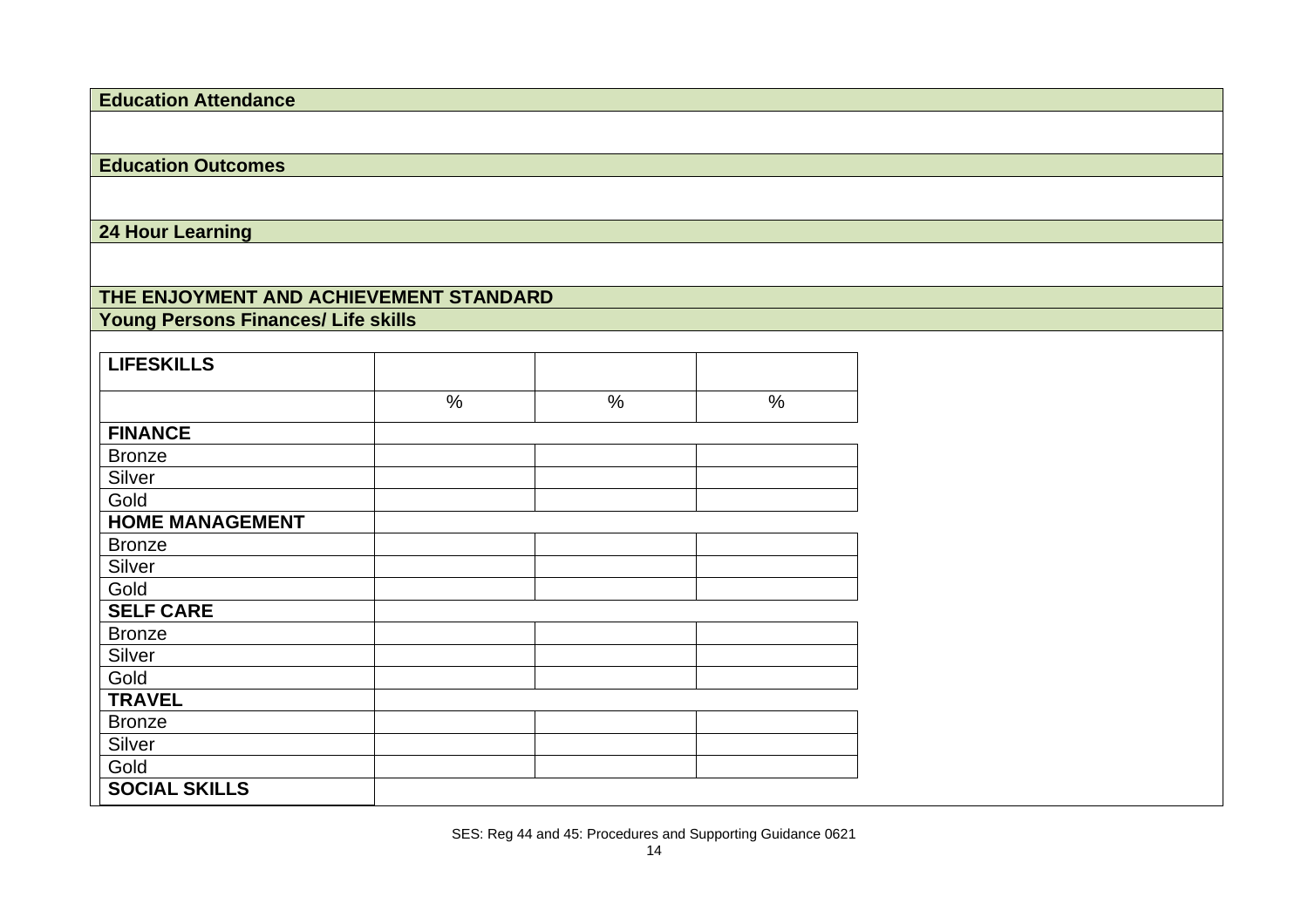**Education Attendance**

**Education Outcomes**

**24 Hour Learning**

**THE ENJOYMENT AND ACHIEVEMENT STANDARD**

**Young Persons Finances/ Life skills**

| **LIFESKILLS** | | | |
|---|---|---|---|
| | % | % | % |
| **FINANCE** | | | |
| Bronze | | | |
| Silver | | | |
| Gold | | | |
| **HOME MANAGEMENT** | | | |
| Bronze | | | |
| Silver | | | |
| Gold | | | |
| **SELF CARE** | | | |
| Bronze | | | |
| Silver | | | |
| Gold | | | |
| **TRAVEL** | | | |
| Bronze | | | |
| Silver | | | |
| Gold | | | |
| **SOCIAL SKILLS** | | | |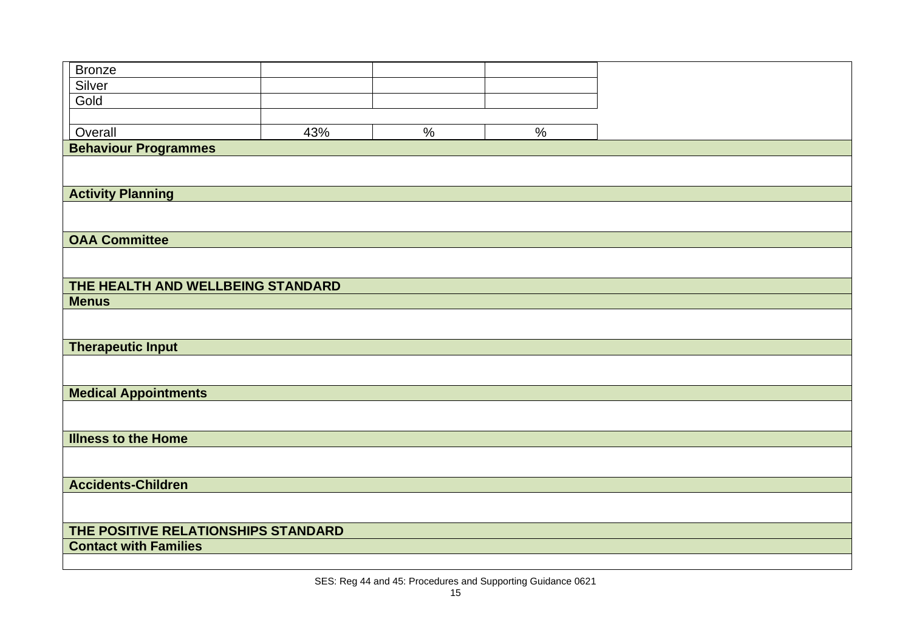| Bronze | | | |
|---|---|---|---|
| Silver | | | |
| Gold | | | |
| | | | |
| Overall | 43% | % | % |

**Behaviour Programmes**

**Activity Planning**

**OAA Committee**

**THE HEALTH AND WELLBEING STANDARD**

**Menus**

**Therapeutic Input**

**Medical Appointments**

**Illness to the Home**

**Accidents-Children**

**THE POSITIVE RELATIONSHIPS STANDARD**

**Contact with Families**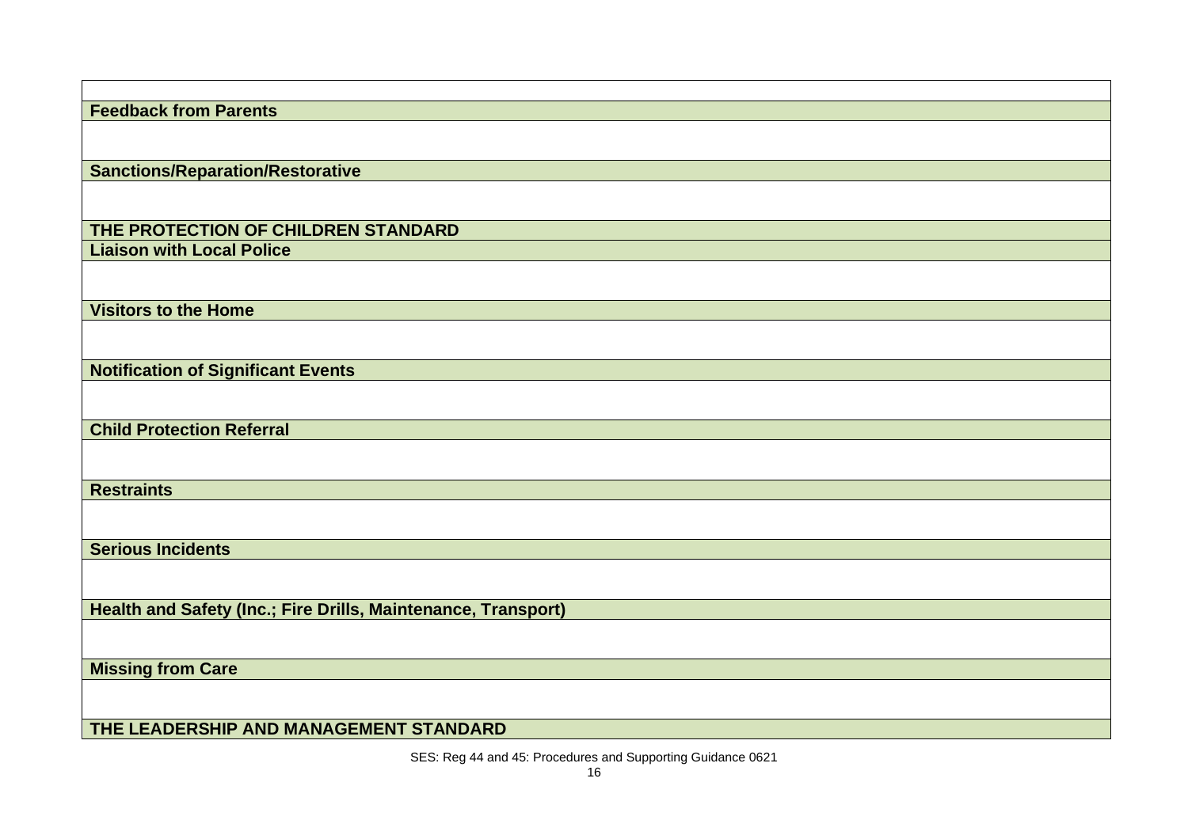| |
|---|
| **Feedback from Parents** |
| |
| **Sanctions/Reparation/Restorative** |
| |
| **THE PROTECTION OF CHILDREN STANDARD** |
| **Liaison with Local Police** |
| |
| **Visitors to the Home** |
| |
| **Notification of Significant Events** |
| |
| **Child Protection Referral** |
| |
| **Restraints** |
| |
| **Serious Incidents** |
| |
| **Health and Safety (Inc.; Fire Drills, Maintenance, Transport)** |
| |
| **Missing from Care** |
| |
| **THE LEADERSHIP AND MANAGEMENT STANDARD** |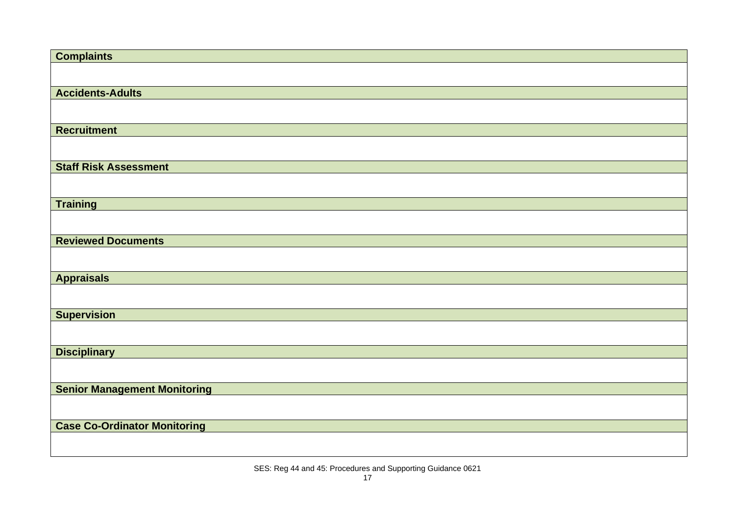| **Complaints** |
| --- |
| |
| **Accidents-Adults** |
| |
| **Recruitment** |
| |
| **Staff Risk Assessment** |
| |
| **Training** |
| |
| **Reviewed Documents** |
| |
| **Appraisals** |
| |
| **Supervision** |
| |
| **Disciplinary** |
| |
| **Senior Management Monitoring** |
| |
| **Case Co-Ordinator Monitoring** |
| |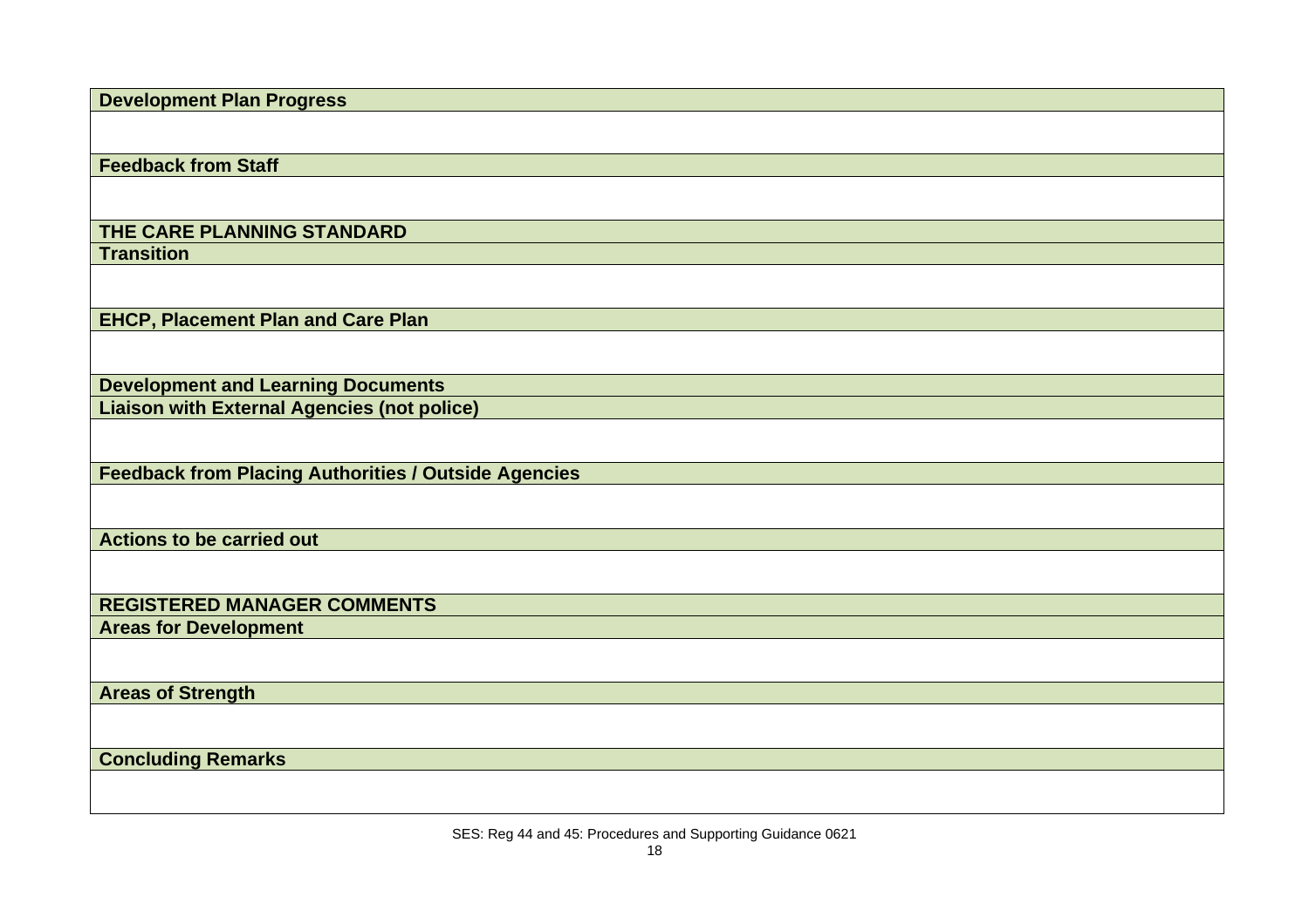| Development Plan Progress |
| --- |
| |
| **Feedback from Staff** |
| |
| **THE CARE PLANNING STANDARD** |
| **Transition** |
| |
| **EHCP, Placement Plan and Care Plan** |
| |
| **Development and Learning Documents** |
| **Liaison with External Agencies (not police)** |
| |
| **Feedback from Placing Authorities / Outside Agencies** |
| |
| **Actions to be carried out** |
| |
| **REGISTERED MANAGER COMMENTS** |
| **Areas for Development** |
| |
| **Areas of Strength** |
| |
| **Concluding Remarks** |
| |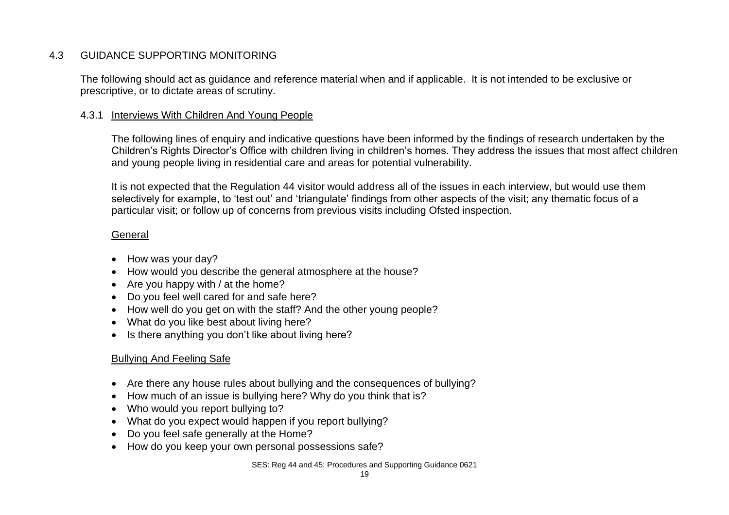## 4.3 GUIDANCE SUPPORTING MONITORING

The following should act as guidance and reference material when and if applicable. It is not intended to be exclusive or prescriptive, or to dictate areas of scrutiny.

### 4.3.1 Interviews With Children And Young People

The following lines of enquiry and indicative questions have been informed by the findings of research undertaken by the Children's Rights Director's Office with children living in children's homes. They address the issues that most affect children and young people living in residential care and areas for potential vulnerability.

It is not expected that the Regulation 44 visitor would address all of the issues in each interview, but would use them selectively for example, to 'test out' and 'triangulate' findings from other aspects of the visit; any thematic focus of a particular visit; or follow up of concerns from previous visits including Ofsted inspection.

#### General

- How was your day?
- How would you describe the general atmosphere at the house?
- Are you happy with / at the home?
- Do you feel well cared for and safe here?
- How well do you get on with the staff? And the other young people?
- What do you like best about living here?
- Is there anything you don't like about living here?

#### Bullying And Feeling Safe

- Are there any house rules about bullying and the consequences of bullying?
- How much of an issue is bullying here? Why do you think that is?
- Who would you report bullying to?
- What do you expect would happen if you report bullying?
- Do you feel safe generally at the Home?
- How do you keep your own personal possessions safe?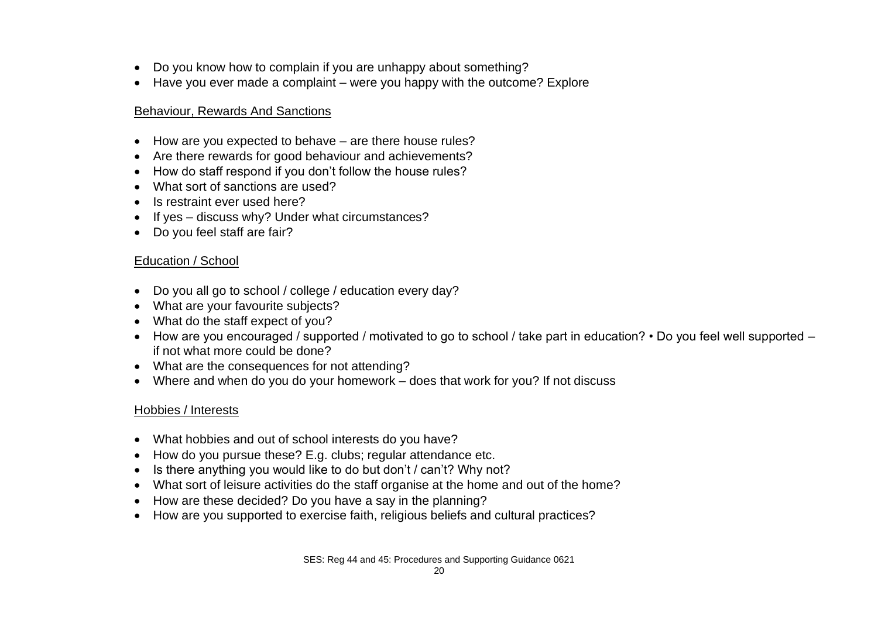- Do you know how to complain if you are unhappy about something?
- Have you ever made a complaint – were you happy with the outcome? Explore

<u>Behaviour, Rewards And Sanctions</u>

- How are you expected to behave – are there house rules?
- Are there rewards for good behaviour and achievements?
- How do staff respond if you don't follow the house rules?
- What sort of sanctions are used?
- Is restraint ever used here?
- If yes – discuss why? Under what circumstances?
- Do you feel staff are fair?

<u>Education / School</u>

- Do you all go to school / college / education every day?
- What are your favourite subjects?
- What do the staff expect of you?
- How are you encouraged / supported / motivated to go to school / take part in education? • Do you feel well supported – if not what more could be done?
- What are the consequences for not attending?
- Where and when do you do your homework – does that work for you? If not discuss

<u>Hobbies / Interests</u>

- What hobbies and out of school interests do you have?
- How do you pursue these? E.g. clubs; regular attendance etc.
- Is there anything you would like to do but don't / can't? Why not?
- What sort of leisure activities do the staff organise at the home and out of the home?
- How are these decided? Do you have a say in the planning?
- How are you supported to exercise faith, religious beliefs and cultural practices?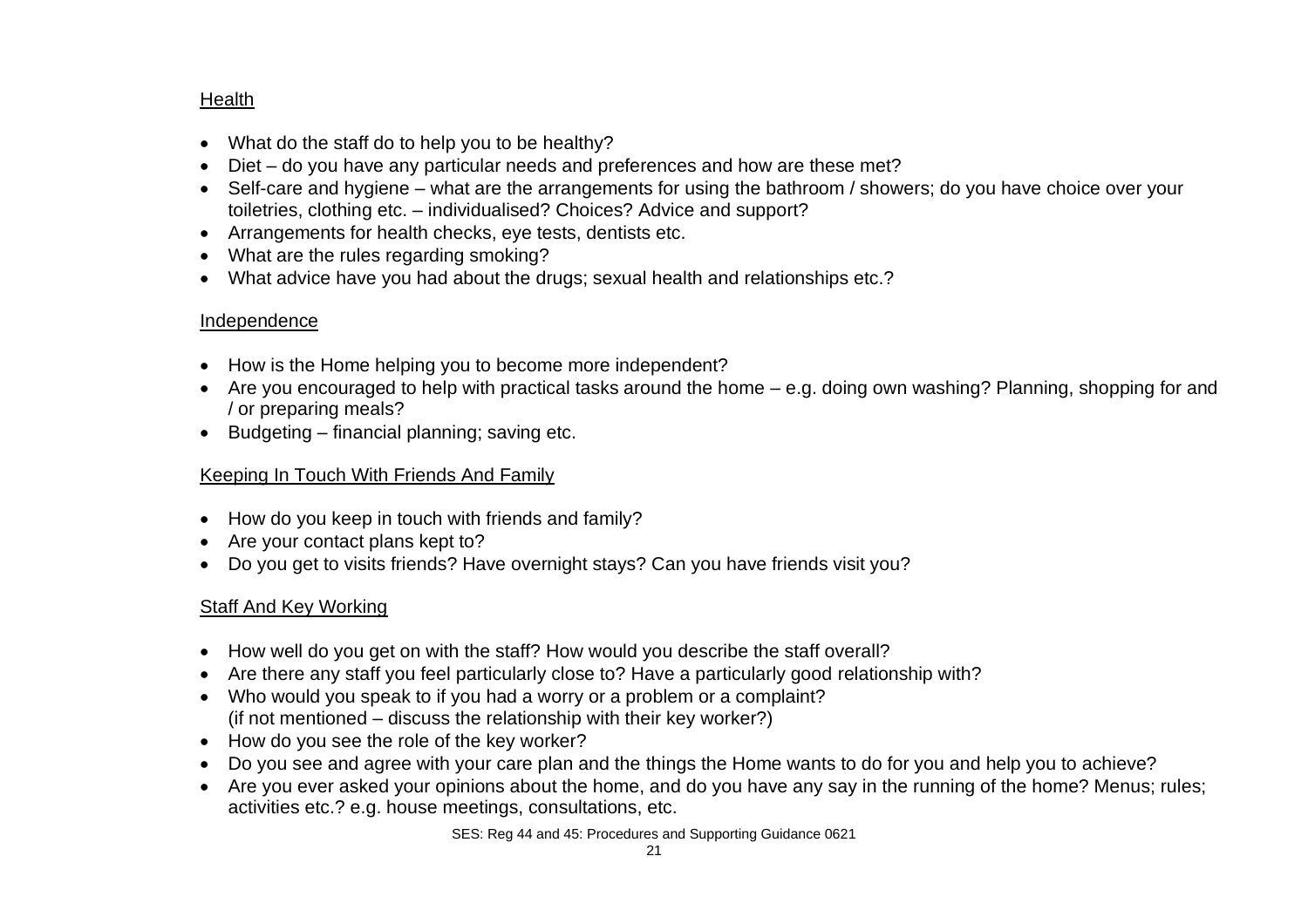<u>Health</u>

- What do the staff do to help you to be healthy?
- Diet – do you have any particular needs and preferences and how are these met?
- Self-care and hygiene – what are the arrangements for using the bathroom / showers; do you have choice over your toiletries, clothing etc. – individualised? Choices? Advice and support?
- Arrangements for health checks, eye tests, dentists etc.
- What are the rules regarding smoking?
- What advice have you had about the drugs; sexual health and relationships etc.?

<u>Independence</u>

- How is the Home helping you to become more independent?
- Are you encouraged to help with practical tasks around the home – e.g. doing own washing? Planning, shopping for and / or preparing meals?
- Budgeting – financial planning; saving etc.

<u>Keeping In Touch With Friends And Family</u>

- How do you keep in touch with friends and family?
- Are your contact plans kept to?
- Do you get to visits friends? Have overnight stays? Can you have friends visit you?

<u>Staff And Key Working</u>

- How well do you get on with the staff? How would you describe the staff overall?
- Are there any staff you feel particularly close to? Have a particularly good relationship with?
- Who would you speak to if you had a worry or a problem or a complaint?
  (if not mentioned – discuss the relationship with their key worker?)
- How do you see the role of the key worker?
- Do you see and agree with your care plan and the things the Home wants to do for you and help you to achieve?
- Are you ever asked your opinions about the home, and do you have any say in the running of the home? Menus; rules; activities etc.? e.g. house meetings, consultations, etc.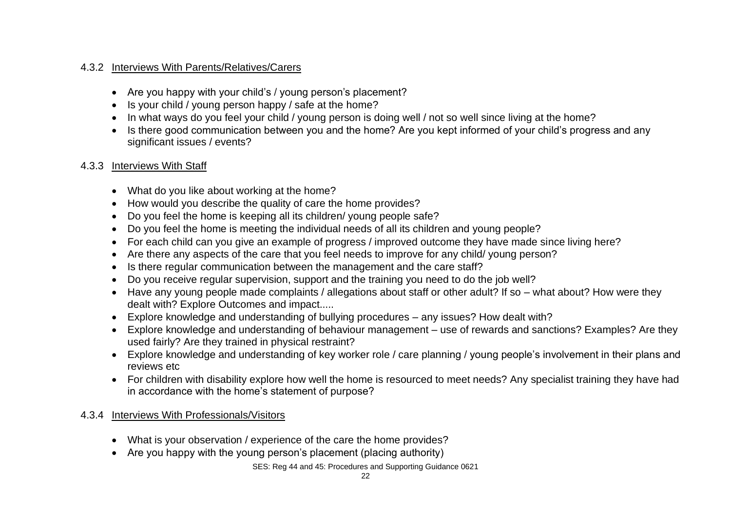### 4.3.2 Interviews With Parents/Relatives/Carers

- Are you happy with your child's / young person's placement?
- Is your child / young person happy / safe at the home?
- In what ways do you feel your child / young person is doing well / not so well since living at the home?
- Is there good communication between you and the home? Are you kept informed of your child's progress and any significant issues / events?

### 4.3.3 Interviews With Staff

- What do you like about working at the home?
- How would you describe the quality of care the home provides?
- Do you feel the home is keeping all its children/ young people safe?
- Do you feel the home is meeting the individual needs of all its children and young people?
- For each child can you give an example of progress / improved outcome they have made since living here?
- Are there any aspects of the care that you feel needs to improve for any child/ young person?
- Is there regular communication between the management and the care staff?
- Do you receive regular supervision, support and the training you need to do the job well?
- Have any young people made complaints / allegations about staff or other adult? If so – what about? How were they dealt with? Explore Outcomes and impact.....
- Explore knowledge and understanding of bullying procedures – any issues? How dealt with?
- Explore knowledge and understanding of behaviour management – use of rewards and sanctions? Examples? Are they used fairly? Are they trained in physical restraint?
- Explore knowledge and understanding of key worker role / care planning / young people's involvement in their plans and reviews etc
- For children with disability explore how well the home is resourced to meet needs? Any specialist training they have had in accordance with the home's statement of purpose?

### 4.3.4 Interviews With Professionals/Visitors

- What is your observation / experience of the care the home provides?
- Are you happy with the young person's placement (placing authority)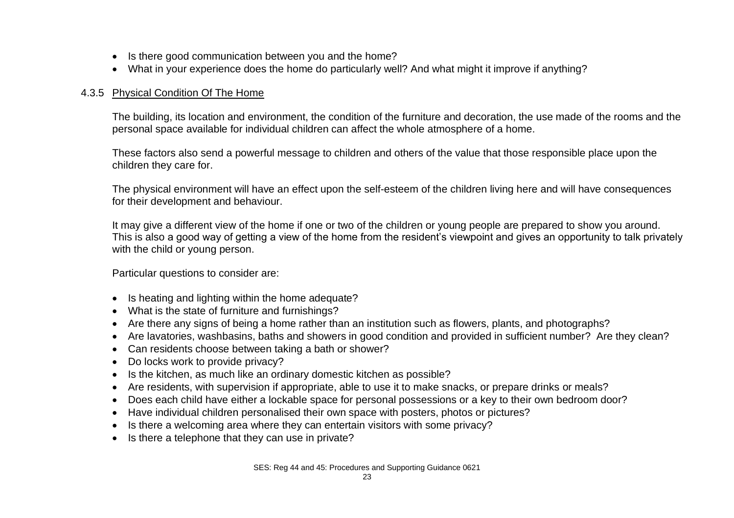- Is there good communication between you and the home?
- What in your experience does the home do particularly well? And what might it improve if anything?

### 4.3.5 Physical Condition Of The Home

The building, its location and environment, the condition of the furniture and decoration, the use made of the rooms and the personal space available for individual children can affect the whole atmosphere of a home.

These factors also send a powerful message to children and others of the value that those responsible place upon the children they care for.

The physical environment will have an effect upon the self-esteem of the children living here and will have consequences for their development and behaviour.

It may give a different view of the home if one or two of the children or young people are prepared to show you around. This is also a good way of getting a view of the home from the resident's viewpoint and gives an opportunity to talk privately with the child or young person.

Particular questions to consider are:

- Is heating and lighting within the home adequate?
- What is the state of furniture and furnishings?
- Are there any signs of being a home rather than an institution such as flowers, plants, and photographs?
- Are lavatories, washbasins, baths and showers in good condition and provided in sufficient number? Are they clean?
- Can residents choose between taking a bath or shower?
- Do locks work to provide privacy?
- Is the kitchen, as much like an ordinary domestic kitchen as possible?
- Are residents, with supervision if appropriate, able to use it to make snacks, or prepare drinks or meals?
- Does each child have either a lockable space for personal possessions or a key to their own bedroom door?
- Have individual children personalised their own space with posters, photos or pictures?
- Is there a welcoming area where they can entertain visitors with some privacy?
- Is there a telephone that they can use in private?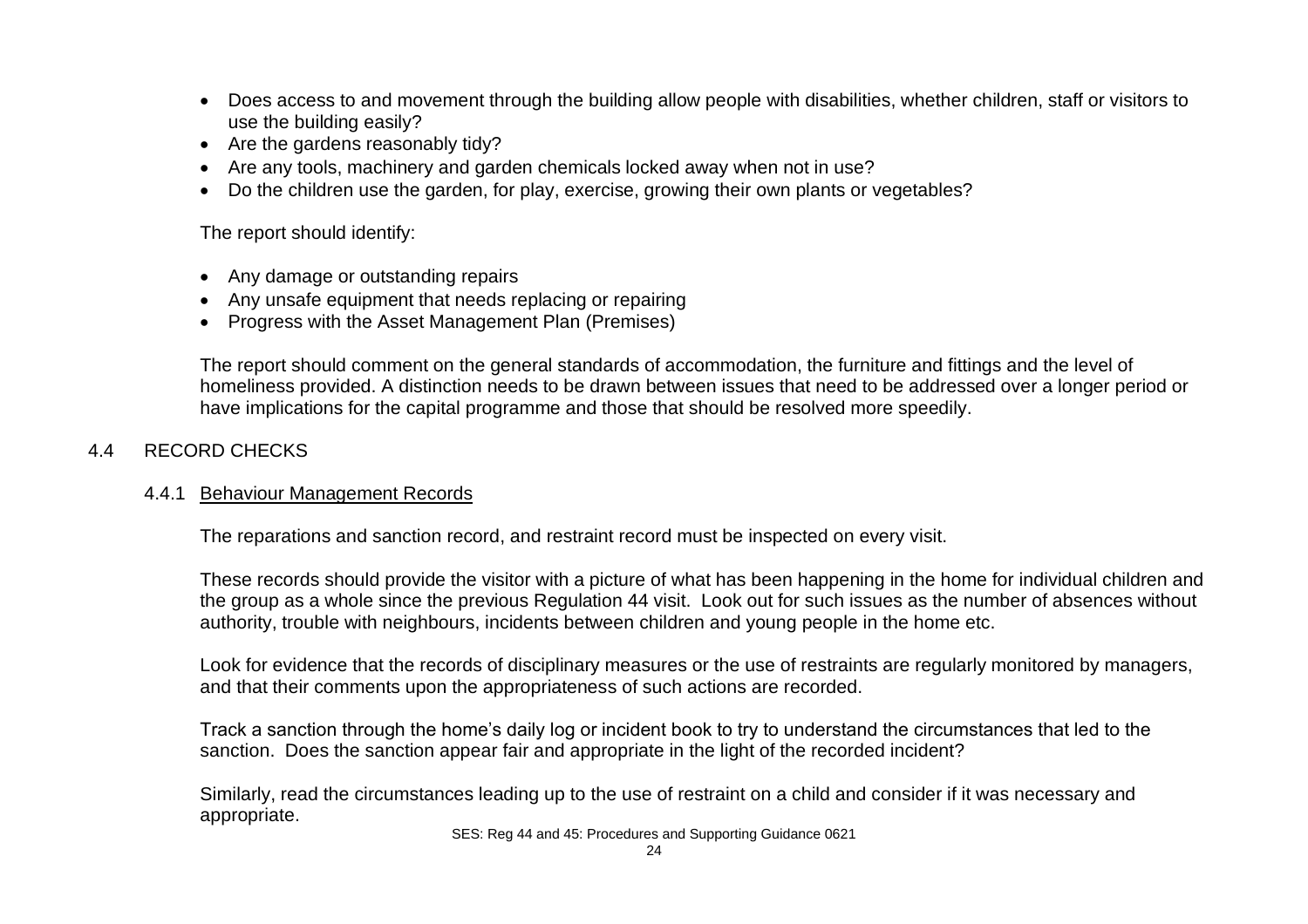- Does access to and movement through the building allow people with disabilities, whether children, staff or visitors to use the building easily?
- Are the gardens reasonably tidy?
- Are any tools, machinery and garden chemicals locked away when not in use?
- Do the children use the garden, for play, exercise, growing their own plants or vegetables?

The report should identify:

- Any damage or outstanding repairs
- Any unsafe equipment that needs replacing or repairing
- Progress with the Asset Management Plan (Premises)

The report should comment on the general standards of accommodation, the furniture and fittings and the level of homeliness provided. A distinction needs to be drawn between issues that need to be addressed over a longer period or have implications for the capital programme and those that should be resolved more speedily.

## 4.4 RECORD CHECKS

### 4.4.1 Behaviour Management Records

The reparations and sanction record, and restraint record must be inspected on every visit.

These records should provide the visitor with a picture of what has been happening in the home for individual children and the group as a whole since the previous Regulation 44 visit. Look out for such issues as the number of absences without authority, trouble with neighbours, incidents between children and young people in the home etc.

Look for evidence that the records of disciplinary measures or the use of restraints are regularly monitored by managers, and that their comments upon the appropriateness of such actions are recorded.

Track a sanction through the home's daily log or incident book to try to understand the circumstances that led to the sanction. Does the sanction appear fair and appropriate in the light of the recorded incident?

Similarly, read the circumstances leading up to the use of restraint on a child and consider if it was necessary and appropriate.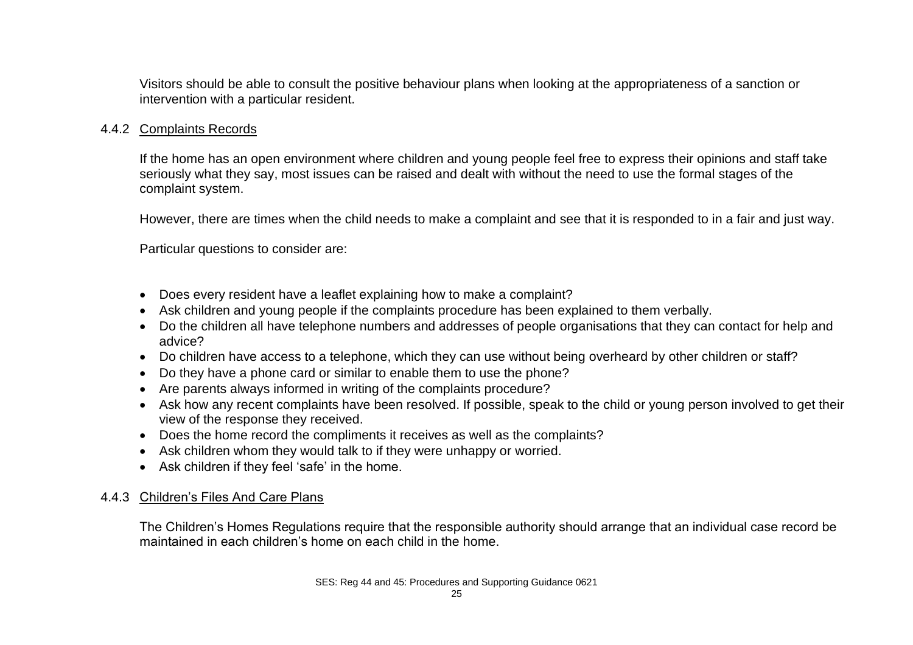Visitors should be able to consult the positive behaviour plans when looking at the appropriateness of a sanction or intervention with a particular resident.

### 4.4.2 Complaints Records

If the home has an open environment where children and young people feel free to express their opinions and staff take seriously what they say, most issues can be raised and dealt with without the need to use the formal stages of the complaint system.

However, there are times when the child needs to make a complaint and see that it is responded to in a fair and just way.

Particular questions to consider are:

- Does every resident have a leaflet explaining how to make a complaint?
- Ask children and young people if the complaints procedure has been explained to them verbally.
- Do the children all have telephone numbers and addresses of people organisations that they can contact for help and advice?
- Do children have access to a telephone, which they can use without being overheard by other children or staff?
- Do they have a phone card or similar to enable them to use the phone?
- Are parents always informed in writing of the complaints procedure?
- Ask how any recent complaints have been resolved. If possible, speak to the child or young person involved to get their view of the response they received.
- Does the home record the compliments it receives as well as the complaints?
- Ask children whom they would talk to if they were unhappy or worried.
- Ask children if they feel 'safe' in the home.

### 4.4.3 Children's Files And Care Plans

The Children's Homes Regulations require that the responsible authority should arrange that an individual case record be maintained in each children's home on each child in the home.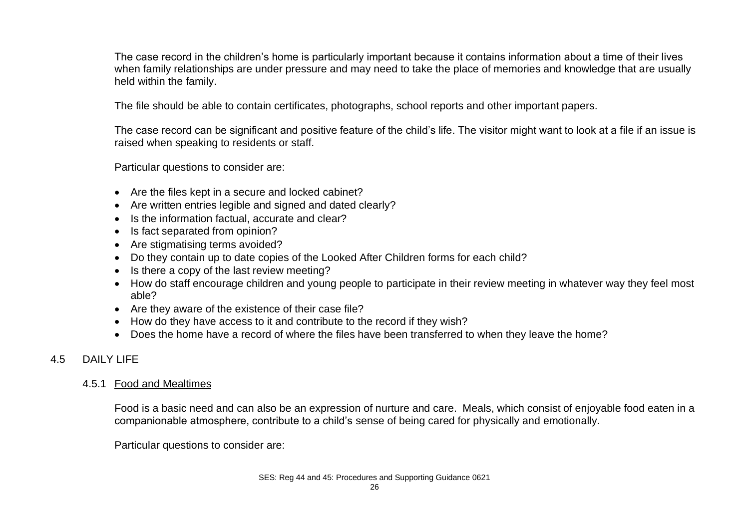The case record in the children's home is particularly important because it contains information about a time of their lives when family relationships are under pressure and may need to take the place of memories and knowledge that are usually held within the family.

The file should be able to contain certificates, photographs, school reports and other important papers.

The case record can be significant and positive feature of the child's life. The visitor might want to look at a file if an issue is raised when speaking to residents or staff.

Particular questions to consider are:

- Are the files kept in a secure and locked cabinet?
- Are written entries legible and signed and dated clearly?
- Is the information factual, accurate and clear?
- Is fact separated from opinion?
- Are stigmatising terms avoided?
- Do they contain up to date copies of the Looked After Children forms for each child?
- Is there a copy of the last review meeting?
- How do staff encourage children and young people to participate in their review meeting in whatever way they feel most able?
- Are they aware of the existence of their case file?
- How do they have access to it and contribute to the record if they wish?
- Does the home have a record of where the files have been transferred to when they leave the home?

## 4.5 DAILY LIFE

### 4.5.1 Food and Mealtimes

Food is a basic need and can also be an expression of nurture and care. Meals, which consist of enjoyable food eaten in a companionable atmosphere, contribute to a child's sense of being cared for physically and emotionally.

Particular questions to consider are: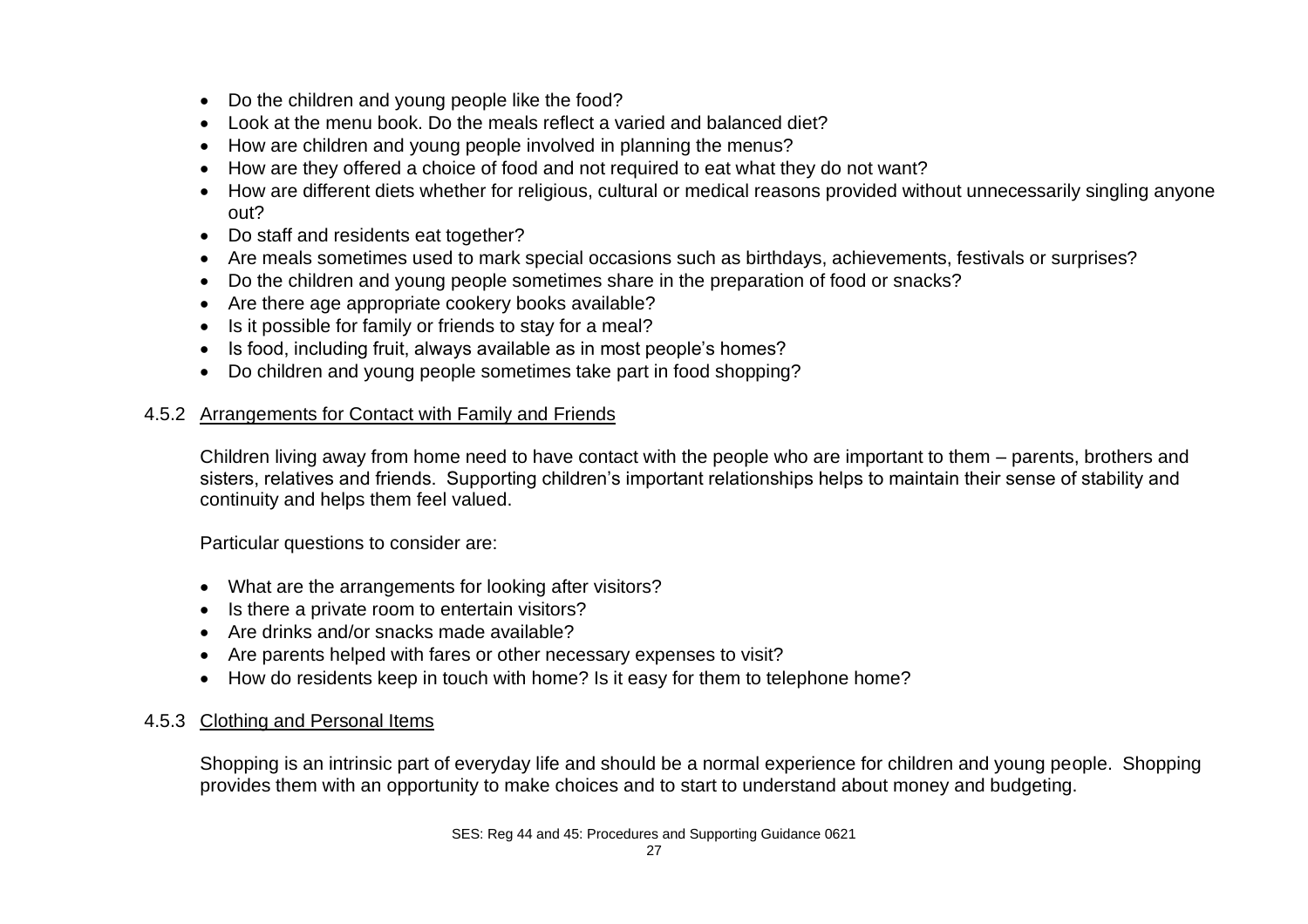- Do the children and young people like the food?
- Look at the menu book. Do the meals reflect a varied and balanced diet?
- How are children and young people involved in planning the menus?
- How are they offered a choice of food and not required to eat what they do not want?
- How are different diets whether for religious, cultural or medical reasons provided without unnecessarily singling anyone out?
- Do staff and residents eat together?
- Are meals sometimes used to mark special occasions such as birthdays, achievements, festivals or surprises?
- Do the children and young people sometimes share in the preparation of food or snacks?
- Are there age appropriate cookery books available?
- Is it possible for family or friends to stay for a meal?
- Is food, including fruit, always available as in most people's homes?
- Do children and young people sometimes take part in food shopping?

### 4.5.2 Arrangements for Contact with Family and Friends

Children living away from home need to have contact with the people who are important to them – parents, brothers and sisters, relatives and friends. Supporting children's important relationships helps to maintain their sense of stability and continuity and helps them feel valued.

Particular questions to consider are:

- What are the arrangements for looking after visitors?
- Is there a private room to entertain visitors?
- Are drinks and/or snacks made available?
- Are parents helped with fares or other necessary expenses to visit?
- How do residents keep in touch with home? Is it easy for them to telephone home?

### 4.5.3 Clothing and Personal Items

Shopping is an intrinsic part of everyday life and should be a normal experience for children and young people. Shopping provides them with an opportunity to make choices and to start to understand about money and budgeting.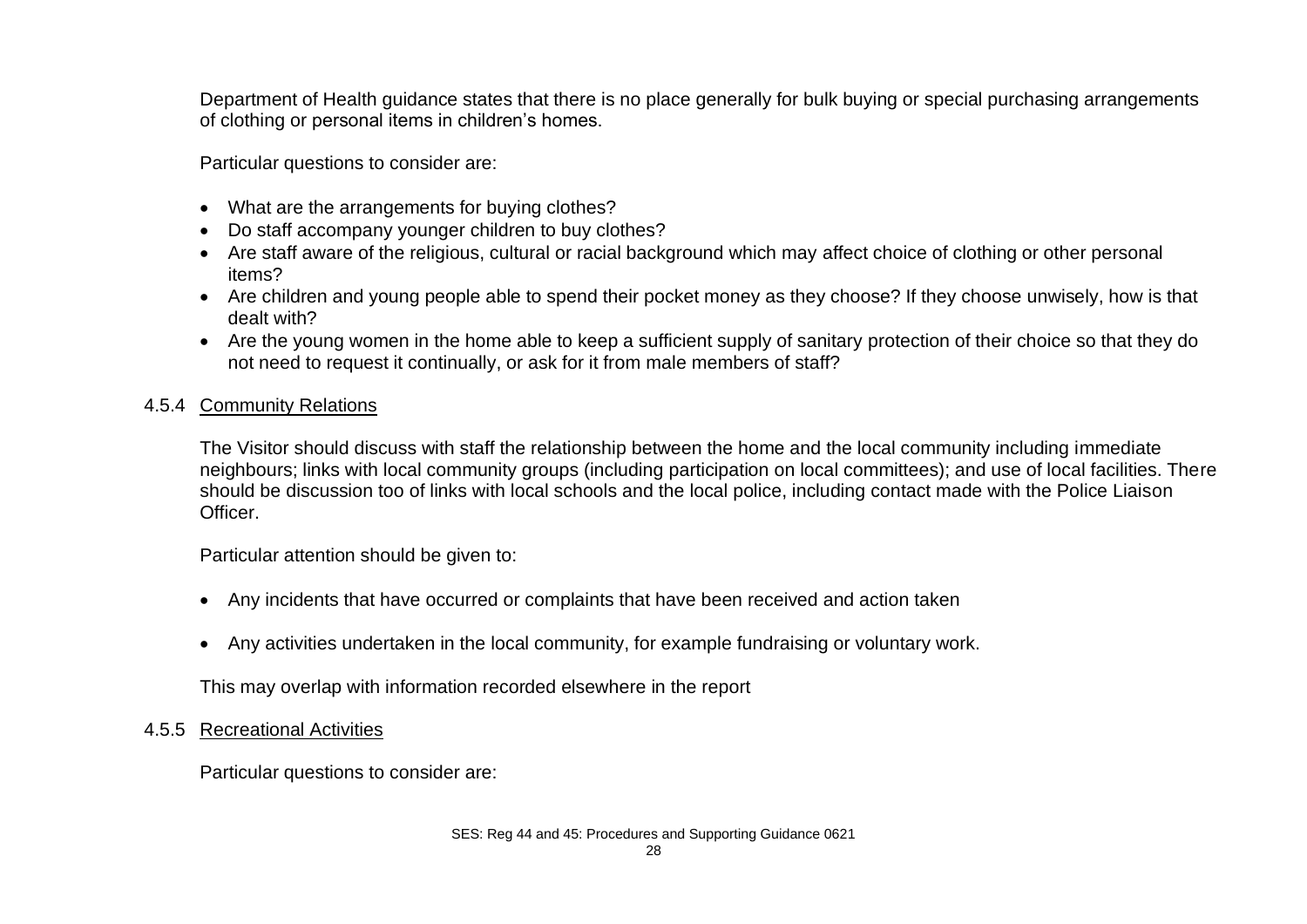Department of Health guidance states that there is no place generally for bulk buying or special purchasing arrangements of clothing or personal items in children's homes.

Particular questions to consider are:

- What are the arrangements for buying clothes?
- Do staff accompany younger children to buy clothes?
- Are staff aware of the religious, cultural or racial background which may affect choice of clothing or other personal items?
- Are children and young people able to spend their pocket money as they choose? If they choose unwisely, how is that dealt with?
- Are the young women in the home able to keep a sufficient supply of sanitary protection of their choice so that they do not need to request it continually, or ask for it from male members of staff?

### 4.5.4 Community Relations

The Visitor should discuss with staff the relationship between the home and the local community including immediate neighbours; links with local community groups (including participation on local committees); and use of local facilities. There should be discussion too of links with local schools and the local police, including contact made with the Police Liaison Officer.

Particular attention should be given to:

- Any incidents that have occurred or complaints that have been received and action taken
- Any activities undertaken in the local community, for example fundraising or voluntary work.

This may overlap with information recorded elsewhere in the report

### 4.5.5 Recreational Activities

Particular questions to consider are: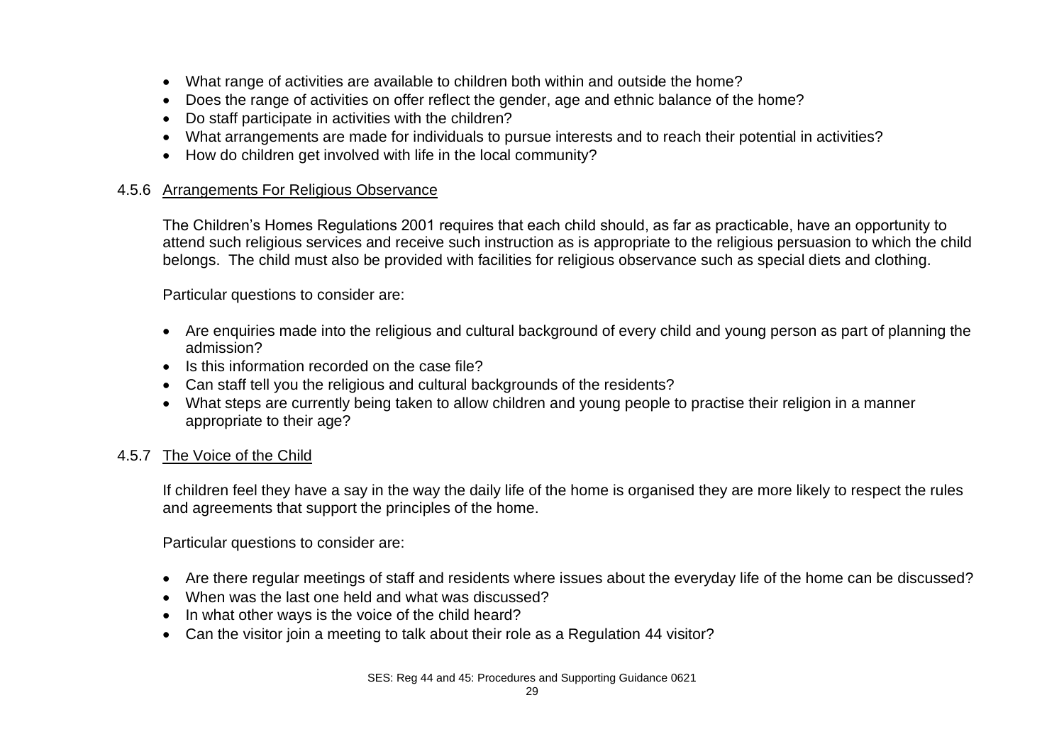- What range of activities are available to children both within and outside the home?
- Does the range of activities on offer reflect the gender, age and ethnic balance of the home?
- Do staff participate in activities with the children?
- What arrangements are made for individuals to pursue interests and to reach their potential in activities?
- How do children get involved with life in the local community?

### 4.5.6 Arrangements For Religious Observance

The Children's Homes Regulations 2001 requires that each child should, as far as practicable, have an opportunity to attend such religious services and receive such instruction as is appropriate to the religious persuasion to which the child belongs. The child must also be provided with facilities for religious observance such as special diets and clothing.

Particular questions to consider are:

- Are enquiries made into the religious and cultural background of every child and young person as part of planning the admission?
- Is this information recorded on the case file?
- Can staff tell you the religious and cultural backgrounds of the residents?
- What steps are currently being taken to allow children and young people to practise their religion in a manner appropriate to their age?

### 4.5.7 The Voice of the Child

If children feel they have a say in the way the daily life of the home is organised they are more likely to respect the rules and agreements that support the principles of the home.

Particular questions to consider are:

- Are there regular meetings of staff and residents where issues about the everyday life of the home can be discussed?
- When was the last one held and what was discussed?
- In what other ways is the voice of the child heard?
- Can the visitor join a meeting to talk about their role as a Regulation 44 visitor?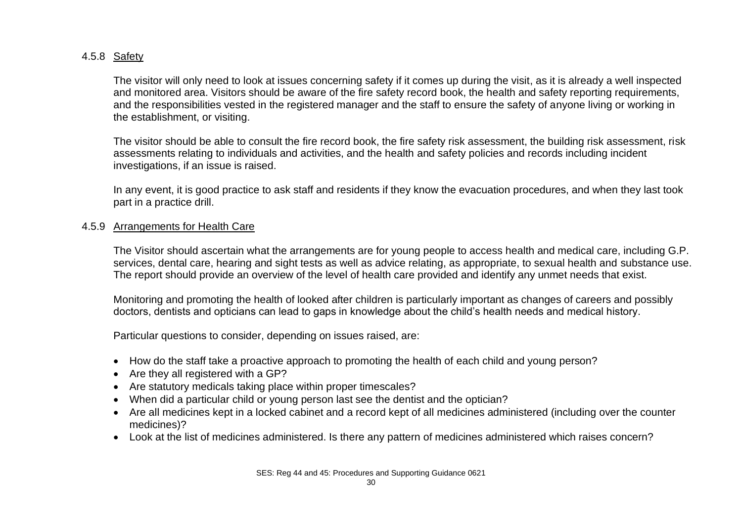#### 4.5.8 Safety

The visitor will only need to look at issues concerning safety if it comes up during the visit, as it is already a well inspected and monitored area. Visitors should be aware of the fire safety record book, the health and safety reporting requirements, and the responsibilities vested in the registered manager and the staff to ensure the safety of anyone living or working in the establishment, or visiting.

The visitor should be able to consult the fire record book, the fire safety risk assessment, the building risk assessment, risk assessments relating to individuals and activities, and the health and safety policies and records including incident investigations, if an issue is raised.

In any event, it is good practice to ask staff and residents if they know the evacuation procedures, and when they last took part in a practice drill.

#### 4.5.9 Arrangements for Health Care

The Visitor should ascertain what the arrangements are for young people to access health and medical care, including G.P. services, dental care, hearing and sight tests as well as advice relating, as appropriate, to sexual health and substance use. The report should provide an overview of the level of health care provided and identify any unmet needs that exist.

Monitoring and promoting the health of looked after children is particularly important as changes of careers and possibly doctors, dentists and opticians can lead to gaps in knowledge about the child's health needs and medical history.

Particular questions to consider, depending on issues raised, are:

- How do the staff take a proactive approach to promoting the health of each child and young person?
- Are they all registered with a GP?
- Are statutory medicals taking place within proper timescales?
- When did a particular child or young person last see the dentist and the optician?
- Are all medicines kept in a locked cabinet and a record kept of all medicines administered (including over the counter medicines)?
- Look at the list of medicines administered. Is there any pattern of medicines administered which raises concern?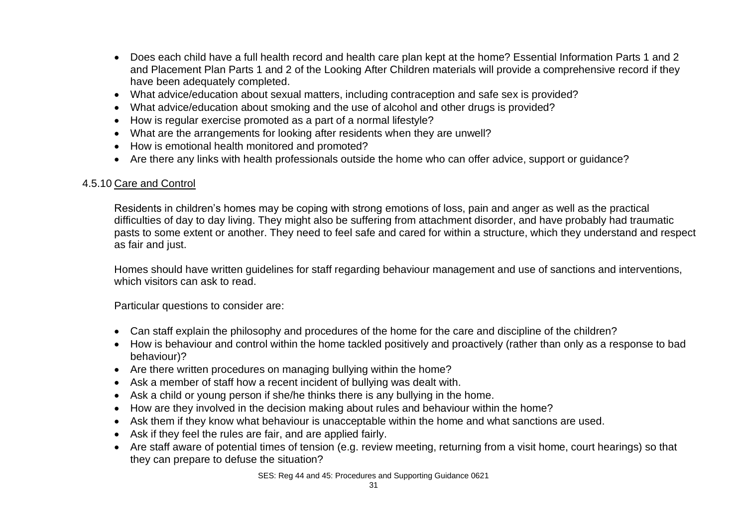- Does each child have a full health record and health care plan kept at the home? Essential Information Parts 1 and 2 and Placement Plan Parts 1 and 2 of the Looking After Children materials will provide a comprehensive record if they have been adequately completed.
- What advice/education about sexual matters, including contraception and safe sex is provided?
- What advice/education about smoking and the use of alcohol and other drugs is provided?
- How is regular exercise promoted as a part of a normal lifestyle?
- What are the arrangements for looking after residents when they are unwell?
- How is emotional health monitored and promoted?
- Are there any links with health professionals outside the home who can offer advice, support or guidance?

#### 4.5.10 Care and Control

Residents in children's homes may be coping with strong emotions of loss, pain and anger as well as the practical difficulties of day to day living. They might also be suffering from attachment disorder, and have probably had traumatic pasts to some extent or another. They need to feel safe and cared for within a structure, which they understand and respect as fair and just.

Homes should have written guidelines for staff regarding behaviour management and use of sanctions and interventions, which visitors can ask to read.

Particular questions to consider are:

- Can staff explain the philosophy and procedures of the home for the care and discipline of the children?
- How is behaviour and control within the home tackled positively and proactively (rather than only as a response to bad behaviour)?
- Are there written procedures on managing bullying within the home?
- Ask a member of staff how a recent incident of bullying was dealt with.
- Ask a child or young person if she/he thinks there is any bullying in the home.
- How are they involved in the decision making about rules and behaviour within the home?
- Ask them if they know what behaviour is unacceptable within the home and what sanctions are used.
- Ask if they feel the rules are fair, and are applied fairly.
- Are staff aware of potential times of tension (e.g. review meeting, returning from a visit home, court hearings) so that they can prepare to defuse the situation?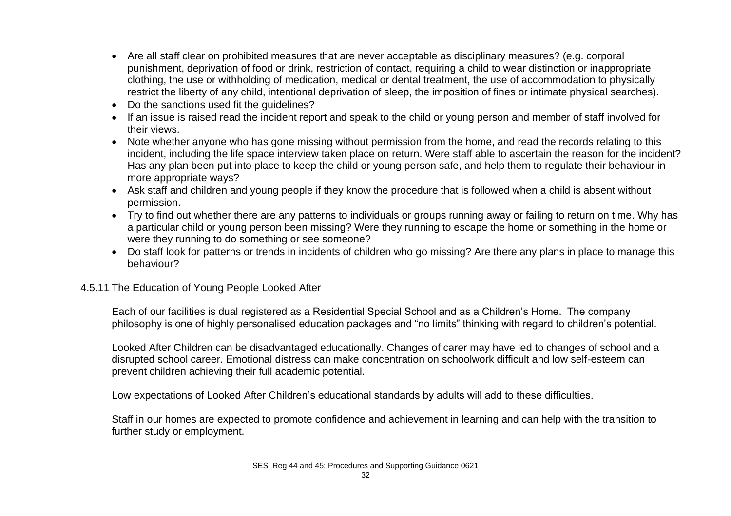- Are all staff clear on prohibited measures that are never acceptable as disciplinary measures? (e.g. corporal punishment, deprivation of food or drink, restriction of contact, requiring a child to wear distinction or inappropriate clothing, the use or withholding of medication, medical or dental treatment, the use of accommodation to physically restrict the liberty of any child, intentional deprivation of sleep, the imposition of fines or intimate physical searches).
- Do the sanctions used fit the guidelines?
- If an issue is raised read the incident report and speak to the child or young person and member of staff involved for their views.
- Note whether anyone who has gone missing without permission from the home, and read the records relating to this incident, including the life space interview taken place on return. Were staff able to ascertain the reason for the incident? Has any plan been put into place to keep the child or young person safe, and help them to regulate their behaviour in more appropriate ways?
- Ask staff and children and young people if they know the procedure that is followed when a child is absent without permission.
- Try to find out whether there are any patterns to individuals or groups running away or failing to return on time. Why has a particular child or young person been missing? Were they running to escape the home or something in the home or were they running to do something or see someone?
- Do staff look for patterns or trends in incidents of children who go missing? Are there any plans in place to manage this behaviour?

4.5.11 The Education of Young People Looked After

Each of our facilities is dual registered as a Residential Special School and as a Children's Home. The company philosophy is one of highly personalised education packages and "no limits" thinking with regard to children's potential.

Looked After Children can be disadvantaged educationally. Changes of carer may have led to changes of school and a disrupted school career. Emotional distress can make concentration on schoolwork difficult and low self-esteem can prevent children achieving their full academic potential.

Low expectations of Looked After Children's educational standards by adults will add to these difficulties.

Staff in our homes are expected to promote confidence and achievement in learning and can help with the transition to further study or employment.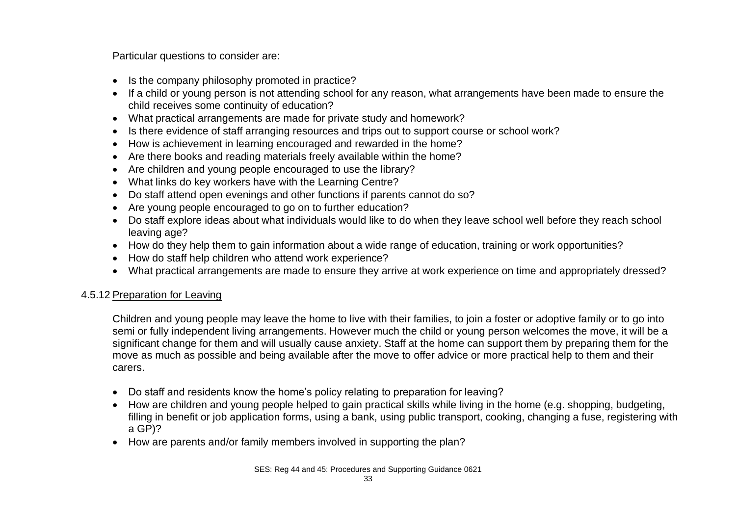Particular questions to consider are:

- Is the company philosophy promoted in practice?
- If a child or young person is not attending school for any reason, what arrangements have been made to ensure the child receives some continuity of education?
- What practical arrangements are made for private study and homework?
- Is there evidence of staff arranging resources and trips out to support course or school work?
- How is achievement in learning encouraged and rewarded in the home?
- Are there books and reading materials freely available within the home?
- Are children and young people encouraged to use the library?
- What links do key workers have with the Learning Centre?
- Do staff attend open evenings and other functions if parents cannot do so?
- Are young people encouraged to go on to further education?
- Do staff explore ideas about what individuals would like to do when they leave school well before they reach school leaving age?
- How do they help them to gain information about a wide range of education, training or work opportunities?
- How do staff help children who attend work experience?
- What practical arrangements are made to ensure they arrive at work experience on time and appropriately dressed?

### 4.5.12 Preparation for Leaving

Children and young people may leave the home to live with their families, to join a foster or adoptive family or to go into semi or fully independent living arrangements. However much the child or young person welcomes the move, it will be a significant change for them and will usually cause anxiety. Staff at the home can support them by preparing them for the move as much as possible and being available after the move to offer advice or more practical help to them and their carers.

- Do staff and residents know the home's policy relating to preparation for leaving?
- How are children and young people helped to gain practical skills while living in the home (e.g. shopping, budgeting, filling in benefit or job application forms, using a bank, using public transport, cooking, changing a fuse, registering with a GP)?
- How are parents and/or family members involved in supporting the plan?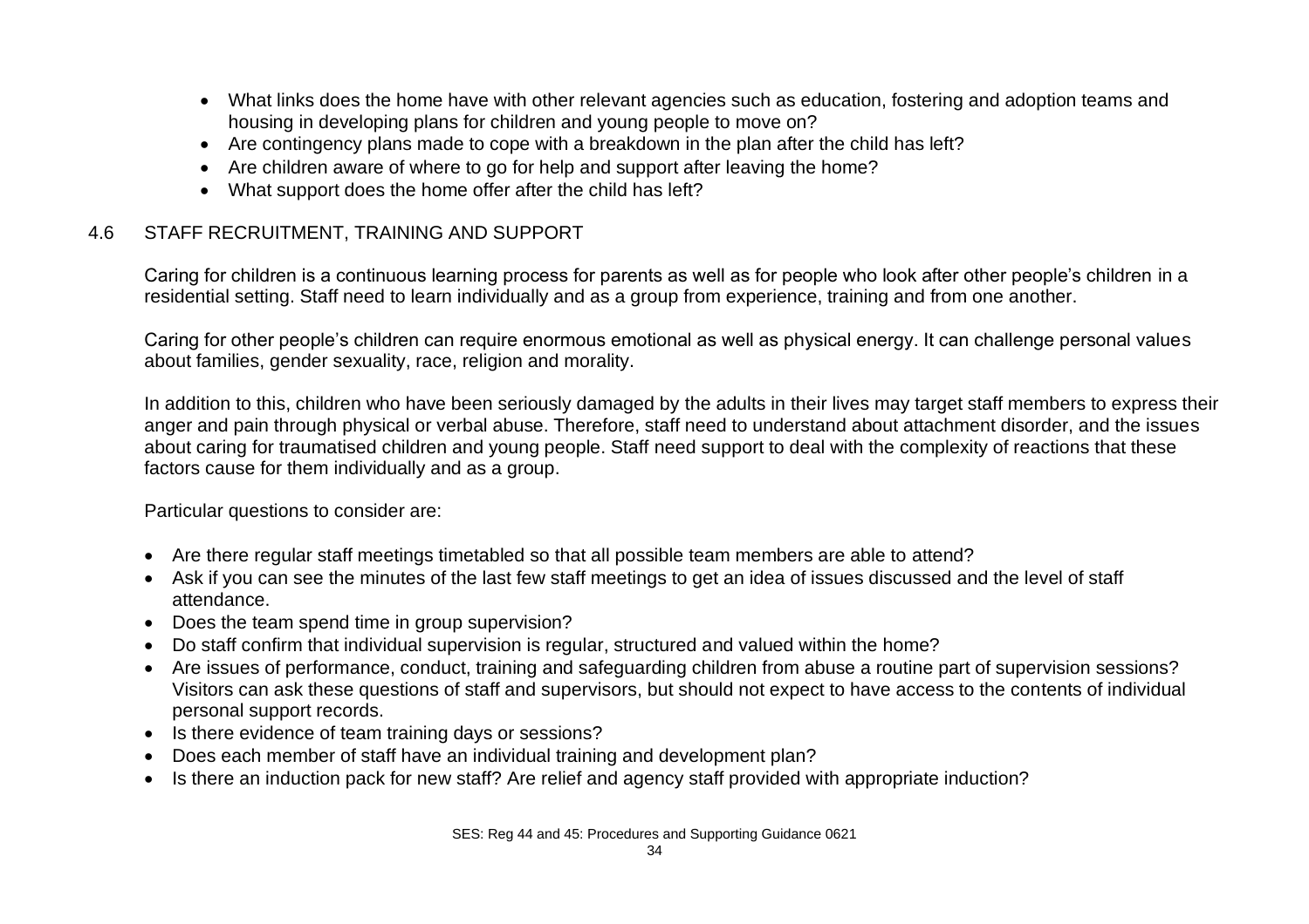- What links does the home have with other relevant agencies such as education, fostering and adoption teams and housing in developing plans for children and young people to move on?
- Are contingency plans made to cope with a breakdown in the plan after the child has left?
- Are children aware of where to go for help and support after leaving the home?
- What support does the home offer after the child has left?

## 4.6 STAFF RECRUITMENT, TRAINING AND SUPPORT

Caring for children is a continuous learning process for parents as well as for people who look after other people's children in a residential setting. Staff need to learn individually and as a group from experience, training and from one another.

Caring for other people's children can require enormous emotional as well as physical energy. It can challenge personal values about families, gender sexuality, race, religion and morality.

In addition to this, children who have been seriously damaged by the adults in their lives may target staff members to express their anger and pain through physical or verbal abuse. Therefore, staff need to understand about attachment disorder, and the issues about caring for traumatised children and young people. Staff need support to deal with the complexity of reactions that these factors cause for them individually and as a group.

Particular questions to consider are:

- Are there regular staff meetings timetabled so that all possible team members are able to attend?
- Ask if you can see the minutes of the last few staff meetings to get an idea of issues discussed and the level of staff attendance.
- Does the team spend time in group supervision?
- Do staff confirm that individual supervision is regular, structured and valued within the home?
- Are issues of performance, conduct, training and safeguarding children from abuse a routine part of supervision sessions? Visitors can ask these questions of staff and supervisors, but should not expect to have access to the contents of individual personal support records.
- Is there evidence of team training days or sessions?
- Does each member of staff have an individual training and development plan?
- Is there an induction pack for new staff? Are relief and agency staff provided with appropriate induction?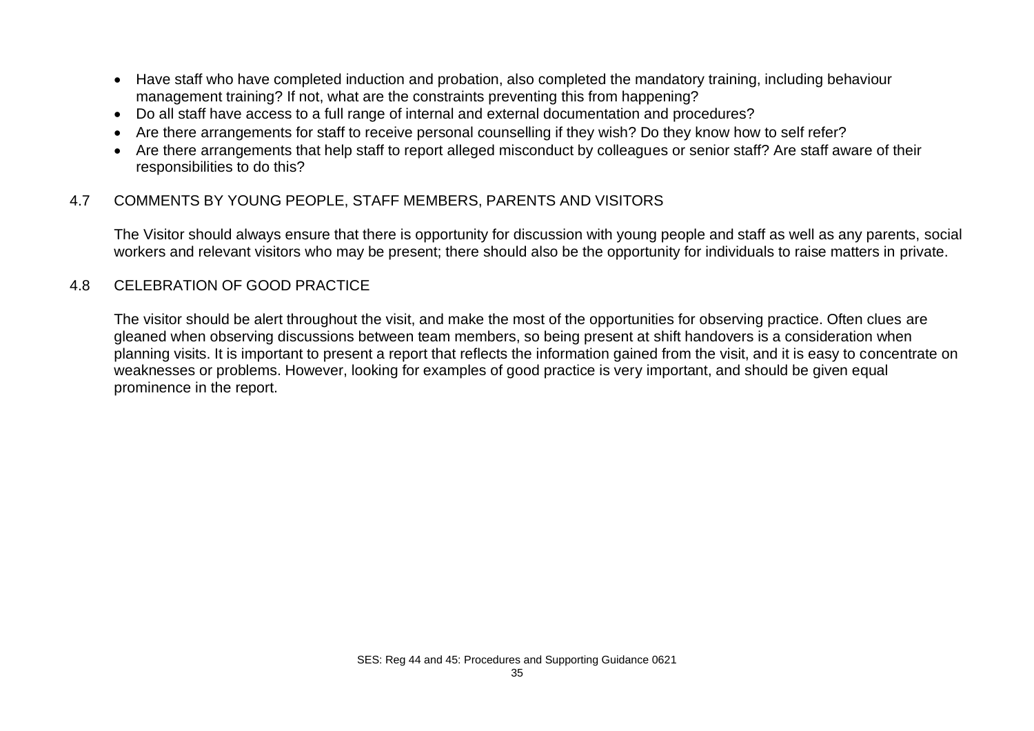- Have staff who have completed induction and probation, also completed the mandatory training, including behaviour management training? If not, what are the constraints preventing this from happening?
- Do all staff have access to a full range of internal and external documentation and procedures?
- Are there arrangements for staff to receive personal counselling if they wish? Do they know how to self refer?
- Are there arrangements that help staff to report alleged misconduct by colleagues or senior staff? Are staff aware of their responsibilities to do this?

## 4.7 COMMENTS BY YOUNG PEOPLE, STAFF MEMBERS, PARENTS AND VISITORS

The Visitor should always ensure that there is opportunity for discussion with young people and staff as well as any parents, social workers and relevant visitors who may be present; there should also be the opportunity for individuals to raise matters in private.

## 4.8 CELEBRATION OF GOOD PRACTICE

The visitor should be alert throughout the visit, and make the most of the opportunities for observing practice. Often clues are gleaned when observing discussions between team members, so being present at shift handovers is a consideration when planning visits. It is important to present a report that reflects the information gained from the visit, and it is easy to concentrate on weaknesses or problems. However, looking for examples of good practice is very important, and should be given equal prominence in the report.